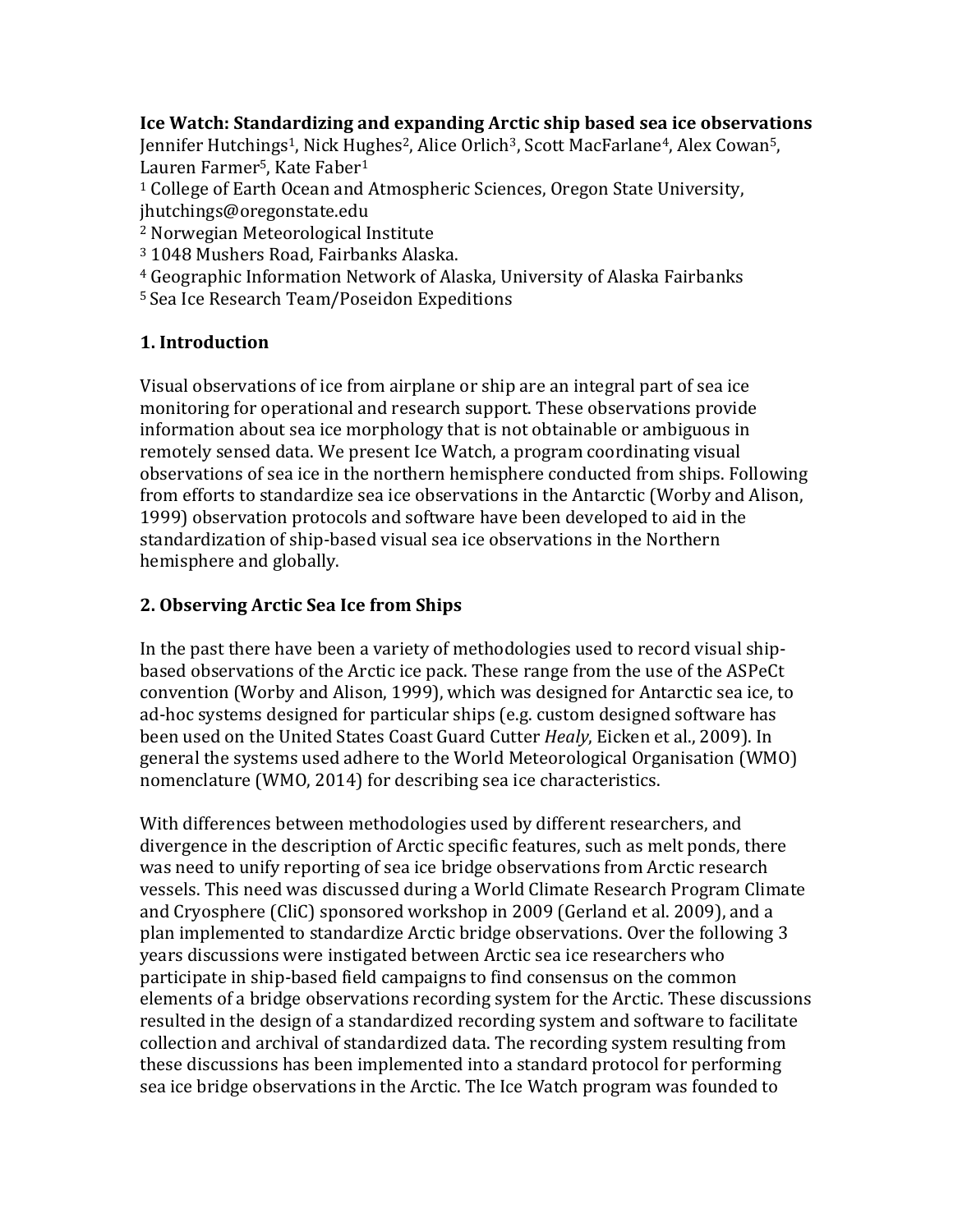# Ice Watch: Standardizing and expanding Arctic ship based sea ice observations

Jennifer Hutchings[1], Nick Hughes[2], Alice Orlich[3], Scott MacFarlane[4], Alex Cowan[5], Lauren Farmer[5], Kate Faber[1]

[1] College of Earth Ocean and Atmospheric Sciences, Oregon State University, jhutchings@oregonstate.edu

[2] Norwegian Meteorological Institute

[3] 1048 Mushers Road, Fairbanks Alaska.

[4] Geographic Information Network of Alaska, University of Alaska Fairbanks

[5] Sea Ice Research Team/Poseidon Expeditions

## 1. Introduction

Visual observations of ice from airplane or ship are an integral part of sea ice monitoring for operational and research support. These observations provide information about sea ice morphology that is not obtainable or ambiguous in remotely sensed data. We present Ice Watch, a program coordinating visual observations of sea ice in the northern hemisphere conducted from ships. Following from efforts to standardize sea ice observations in the Antarctic (Worby and Alison, 1999) observation protocols and software have been developed to aid in the standardization of ship-based visual sea ice observations in the Northern hemisphere and globally.

## 2. Observing Arctic Sea Ice from Ships

In the past there have been a variety of methodologies used to record visual ship-based observations of the Arctic ice pack. These range from the use of the ASPeCt convention (Worby and Alison, 1999), which was designed for Antarctic sea ice, to ad-hoc systems designed for particular ships (e.g. custom designed software has been used on the United States Coast Guard Cutter *Healy*, Eicken et al., 2009). In general the systems used adhere to the World Meteorological Organisation (WMO) nomenclature (WMO, 2014) for describing sea ice characteristics.

With differences between methodologies used by different researchers, and divergence in the description of Arctic specific features, such as melt ponds, there was need to unify reporting of sea ice bridge observations from Arctic research vessels. This need was discussed during a World Climate Research Program Climate and Cryosphere (CliC) sponsored workshop in 2009 (Gerland et al. 2009), and a plan implemented to standardize Arctic bridge observations. Over the following 3 years discussions were instigated between Arctic sea ice researchers who participate in ship-based field campaigns to find consensus on the common elements of a bridge observations recording system for the Arctic. These discussions resulted in the design of a standardized recording system and software to facilitate collection and archival of standardized data. The recording system resulting from these discussions has been implemented into a standard protocol for performing sea ice bridge observations in the Arctic. The Ice Watch program was founded to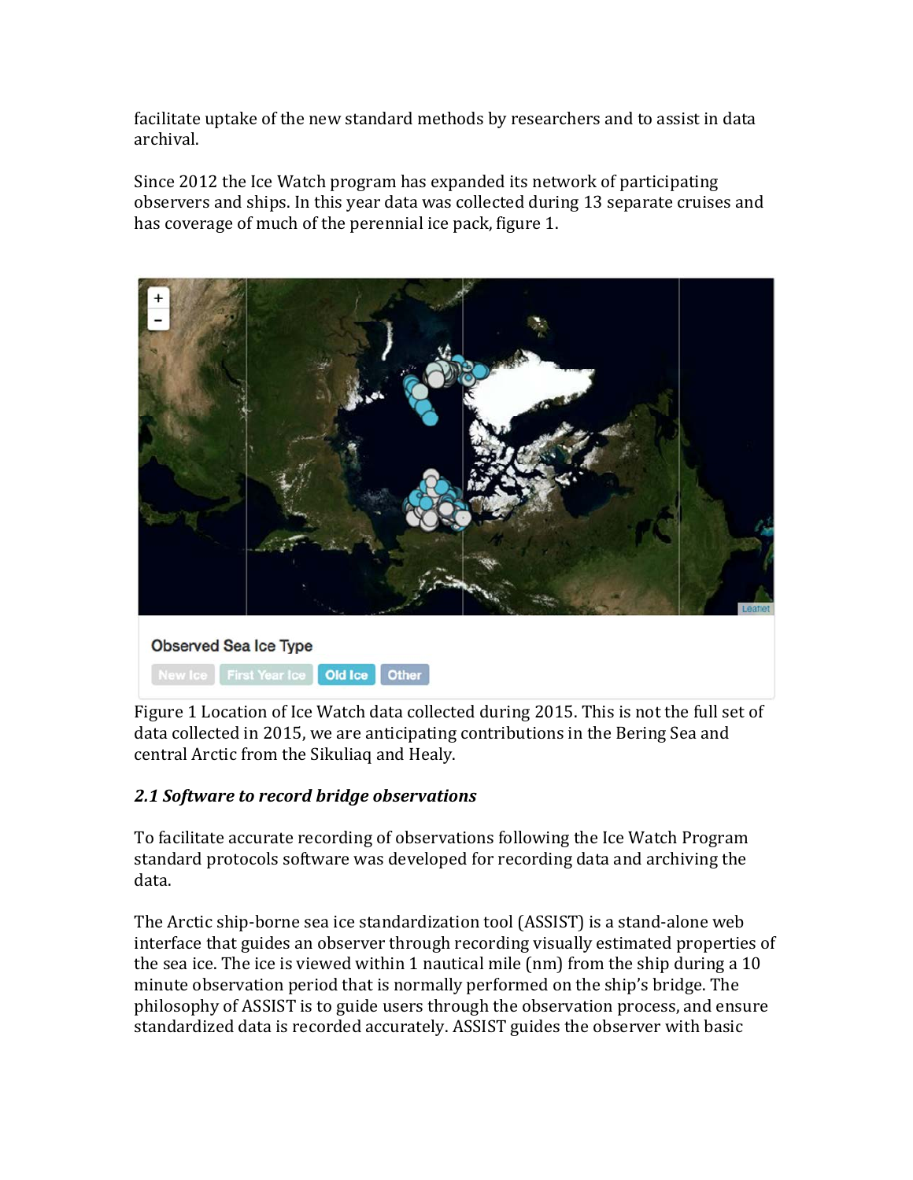facilitate uptake of the new standard methods by researchers and to assist in data archival.

Since 2012 the Ice Watch program has expanded its network of participating observers and ships. In this year data was collected during 13 separate cruises and has coverage of much of the perennial ice pack, figure 1.

Figure 1 Location of Ice Watch data collected during 2015. This is not the full set of data collected in 2015, we are anticipating contributions in the Bering Sea and central Arctic from the Sikuliaq and Healy.

### *2.1 Software to record bridge observations*

To facilitate accurate recording of observations following the Ice Watch Program standard protocols software was developed for recording data and archiving the data.

The Arctic ship-borne sea ice standardization tool (ASSIST) is a stand-alone web interface that guides an observer through recording visually estimated properties of the sea ice. The ice is viewed within 1 nautical mile (nm) from the ship during a 10 minute observation period that is normally performed on the ship's bridge. The philosophy of ASSIST is to guide users through the observation process, and ensure standardized data is recorded accurately. ASSIST guides the observer with basic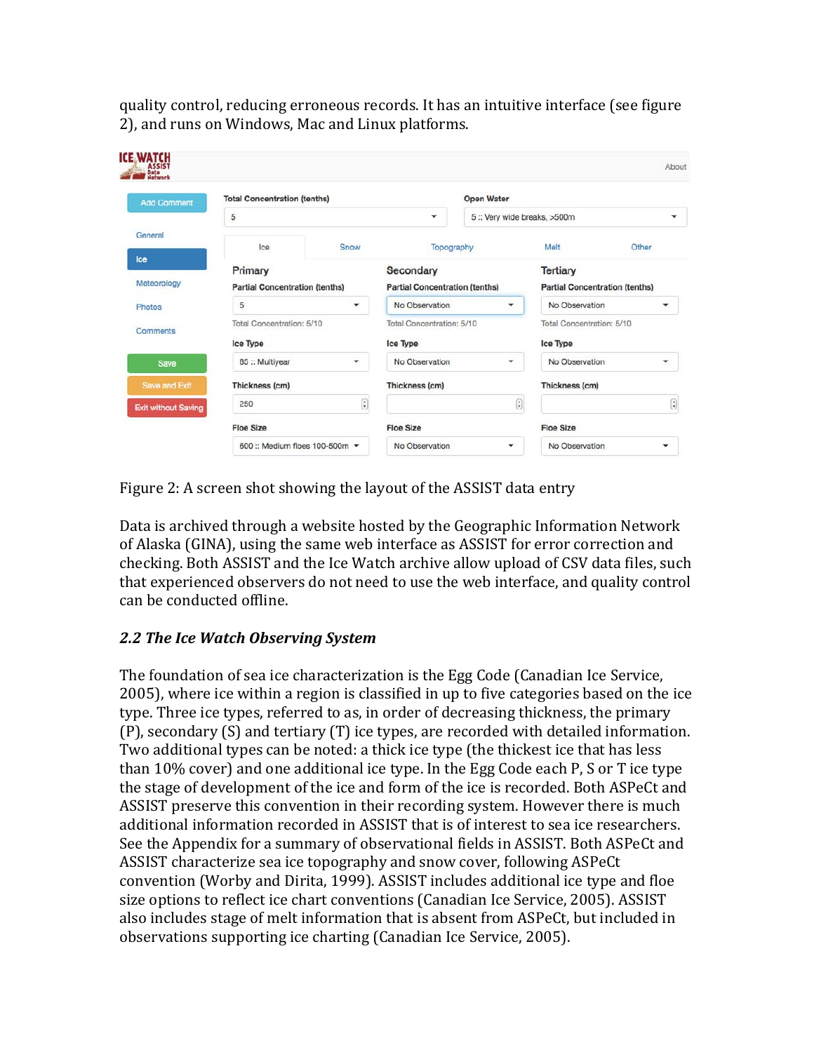quality control, reducing erroneous records. It has an intuitive interface (see figure 2), and runs on Windows, Mac and Linux platforms.

Figure 2: A screen shot showing the layout of the ASSIST data entry

Data is archived through a website hosted by the Geographic Information Network of Alaska (GINA), using the same web interface as ASSIST for error correction and checking. Both ASSIST and the Ice Watch archive allow upload of CSV data files, such that experienced observers do not need to use the web interface, and quality control can be conducted offline.

### *2.2 The Ice Watch Observing System*

The foundation of sea ice characterization is the Egg Code (Canadian Ice Service, 2005), where ice within a region is classified in up to five categories based on the ice type. Three ice types, referred to as, in order of decreasing thickness, the primary (P), secondary (S) and tertiary (T) ice types, are recorded with detailed information. Two additional types can be noted: a thick ice type (the thickest ice that has less than 10% cover) and one additional ice type. In the Egg Code each P, S or T ice type the stage of development of the ice and form of the ice is recorded. Both ASPeCt and ASSIST preserve this convention in their recording system. However there is much additional information recorded in ASSIST that is of interest to sea ice researchers. See the Appendix for a summary of observational fields in ASSIST. Both ASPeCt and ASSIST characterize sea ice topography and snow cover, following ASPeCt convention (Worby and Dirita, 1999). ASSIST includes additional ice type and floe size options to reflect ice chart conventions (Canadian Ice Service, 2005). ASSIST also includes stage of melt information that is absent from ASPeCt, but included in observations supporting ice charting (Canadian Ice Service, 2005).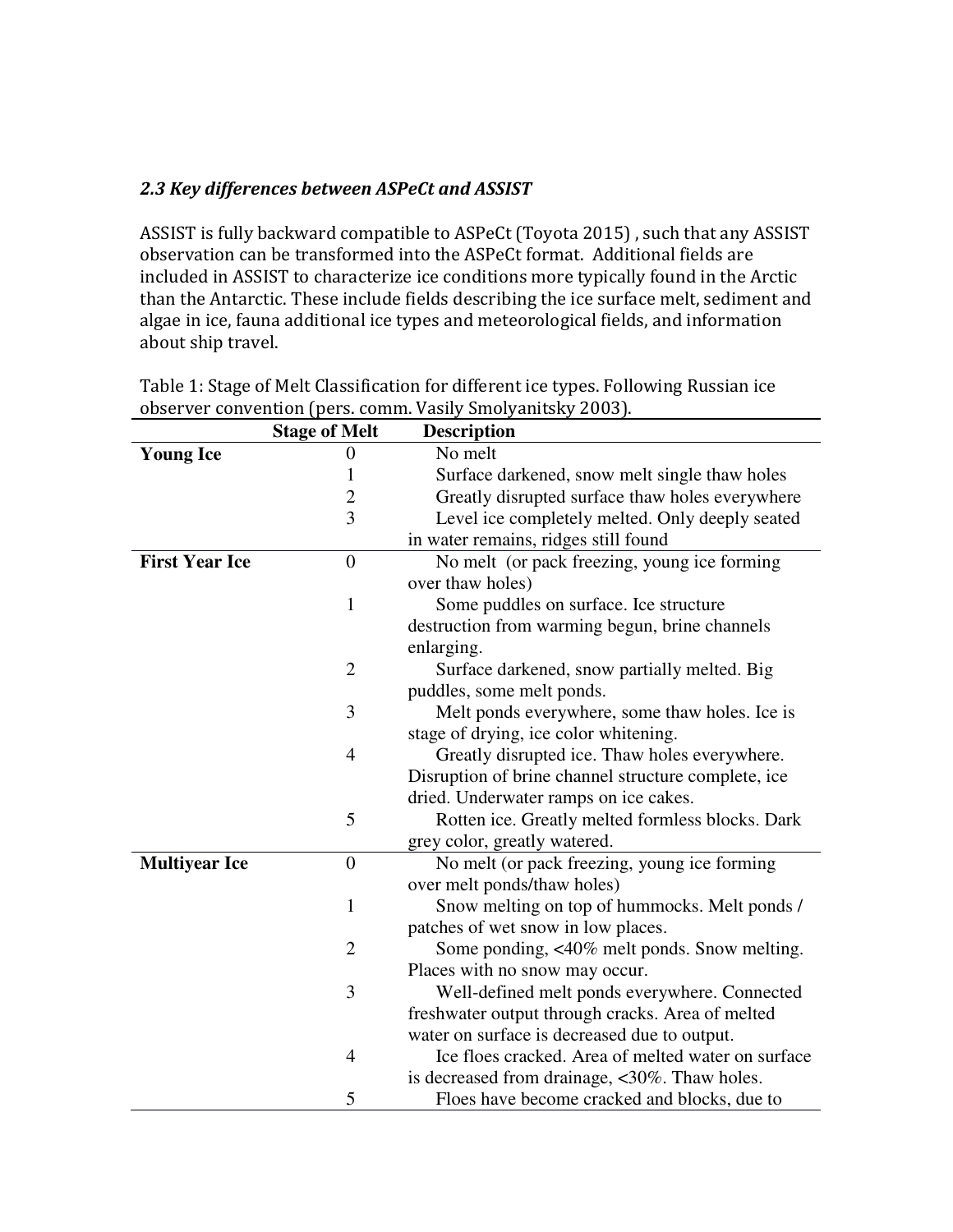### *2.3 Key differences between ASPeCt and ASSIST*

ASSIST is fully backward compatible to ASPeCt (Toyota 2015) , such that any ASSIST observation can be transformed into the ASPeCt format. Additional fields are included in ASSIST to characterize ice conditions more typically found in the Arctic than the Antarctic. These include fields describing the ice surface melt, sediment and algae in ice, fauna additional ice types and meteorological fields, and information about ship travel.

Table 1: Stage of Melt Classification for different ice types. Following Russian ice observer convention (pers. comm. Vasily Smolyanitsky 2003).

| | Stage of Melt | Description |
|---|---|---|
| **Young Ice** | 0 | No melt |
| | 1 | Surface darkened, snow melt single thaw holes |
| | 2 | Greatly disrupted surface thaw holes everywhere |
| | 3 | Level ice completely melted. Only deeply seated in water remains, ridges still found |
| **First Year Ice** | 0 | No melt (or pack freezing, young ice forming over thaw holes) |
| | 1 | Some puddles on surface. Ice structure destruction from warming begun, brine channels enlarging. |
| | 2 | Surface darkened, snow partially melted. Big puddles, some melt ponds. |
| | 3 | Melt ponds everywhere, some thaw holes. Ice is stage of drying, ice color whitening. |
| | 4 | Greatly disrupted ice. Thaw holes everywhere. Disruption of brine channel structure complete, ice dried. Underwater ramps on ice cakes. |
| | 5 | Rotten ice. Greatly melted formless blocks. Dark grey color, greatly watered. |
| **Multiyear Ice** | 0 | No melt (or pack freezing, young ice forming over melt ponds/thaw holes) |
| | 1 | Snow melting on top of hummocks. Melt ponds / patches of wet snow in low places. |
| | 2 | Some ponding, <40% melt ponds. Snow melting. Places with no snow may occur. |
| | 3 | Well-defined melt ponds everywhere. Connected freshwater output through cracks. Area of melted water on surface is decreased due to output. |
| | 4 | Ice floes cracked. Area of melted water on surface is decreased from drainage, <30%. Thaw holes. |
| | 5 | Floes have become cracked and blocks, due to |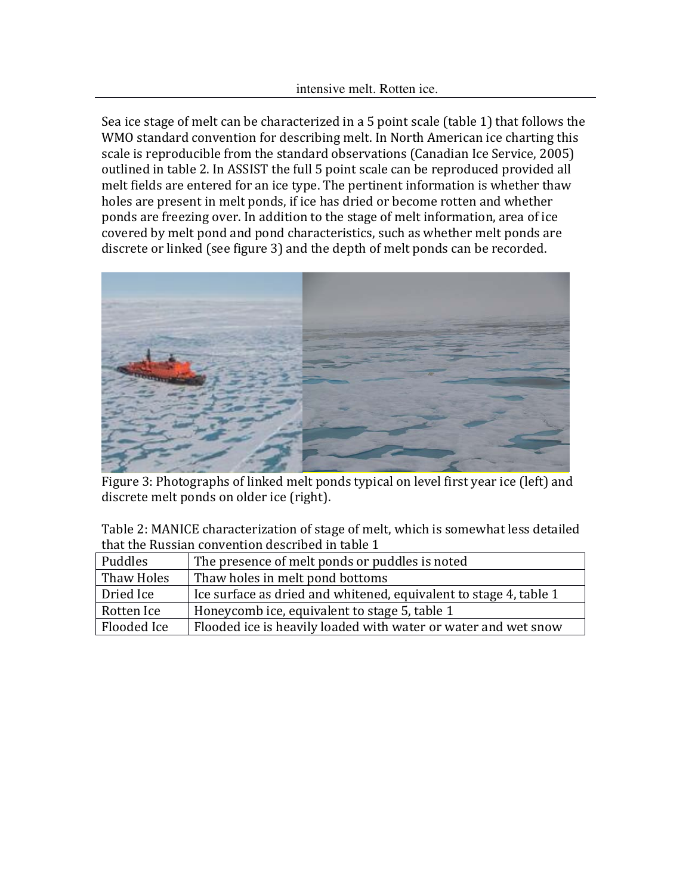intensive melt. Rotten ice.

Sea ice stage of melt can be characterized in a 5 point scale (table 1) that follows the WMO standard convention for describing melt. In North American ice charting this scale is reproducible from the standard observations (Canadian Ice Service, 2005) outlined in table 2. In ASSIST the full 5 point scale can be reproduced provided all melt fields are entered for an ice type. The pertinent information is whether thaw holes are present in melt ponds, if ice has dried or become rotten and whether ponds are freezing over. In addition to the stage of melt information, area of ice covered by melt pond and pond characteristics, such as whether melt ponds are discrete or linked (see figure 3) and the depth of melt ponds can be recorded.

Figure 3: Photographs of linked melt ponds typical on level first year ice (left) and discrete melt ponds on older ice (right).

Table 2: MANICE characterization of stage of melt, which is somewhat less detailed that the Russian convention described in table 1

| | |
|---|---|
| Puddles | The presence of melt ponds or puddles is noted |
| Thaw Holes | Thaw holes in melt pond bottoms |
| Dried Ice | Ice surface as dried and whitened, equivalent to stage 4, table 1 |
| Rotten Ice | Honeycomb ice, equivalent to stage 5, table 1 |
| Flooded Ice | Flooded ice is heavily loaded with water or water and wet snow |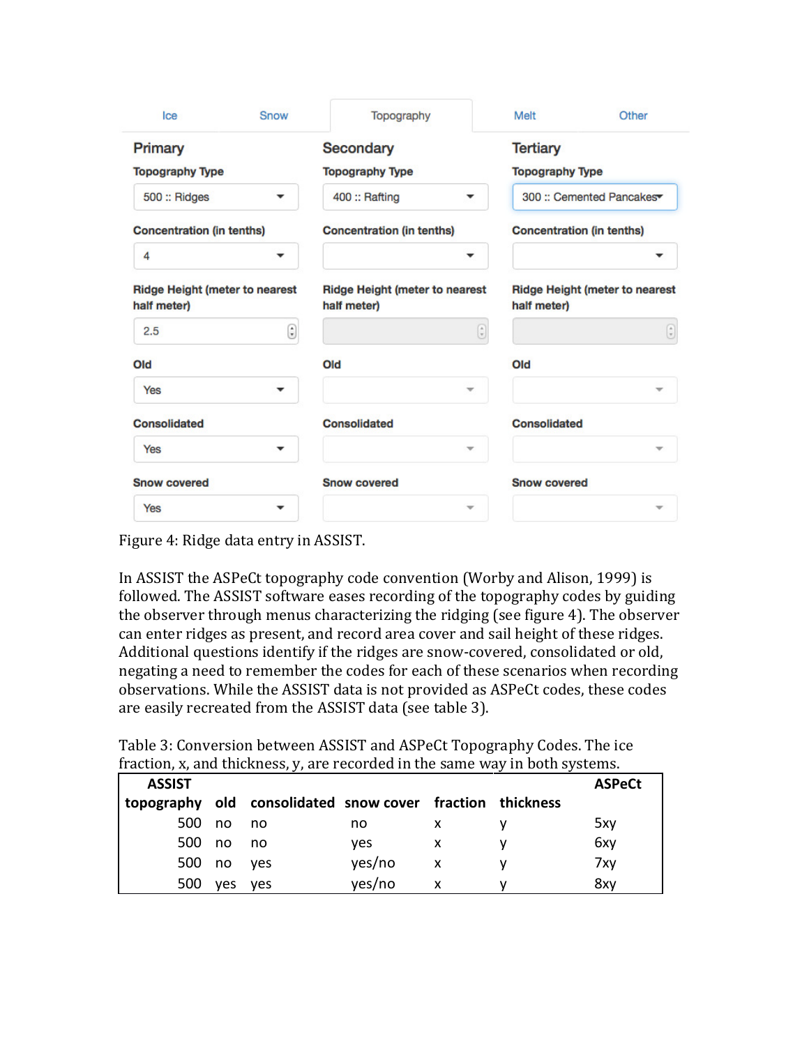Ice | Snow | Topography | Melt | Other

| | Primary | Secondary | Tertiary |
|---|---|---|---|
| Topography Type | 500 :: Ridges | 400 :: Rafting | 300 :: Cemented Pancakes |
| Concentration (in tenths) | 4 | | |
| Ridge Height (meter to nearest half meter) | 2.5 | | |
| Old | Yes | | |
| Consolidated | Yes | | |
| Snow covered | Yes | | |

Figure 4: Ridge data entry in ASSIST.

In ASSIST the ASPeCt topography code convention (Worby and Alison, 1999) is followed. The ASSIST software eases recording of the topography codes by guiding the observer through menus characterizing the ridging (see figure 4). The observer can enter ridges as present, and record area cover and sail height of these ridges. Additional questions identify if the ridges are snow-covered, consolidated or old, negating a need to remember the codes for each of these scenarios when recording observations. While the ASSIST data is not provided as ASPeCt codes, these codes are easily recreated from the ASSIST data (see table 3).

Table 3: Conversion between ASSIST and ASPeCt Topography Codes. The ice fraction, x, and thickness, y, are recorded in the same way in both systems.

| ASSIST | | | | | | ASPeCt |
|---|---|---|---|---|---|---|
| **topography** | **old** | **consolidated** | **snow cover** | **fraction** | **thickness** | |
| 500 | no | no | no | x | y | 5xy |
| 500 | no | no | yes | x | y | 6xy |
| 500 | no | yes | yes/no | x | y | 7xy |
| 500 | yes | yes | yes/no | x | y | 8xy |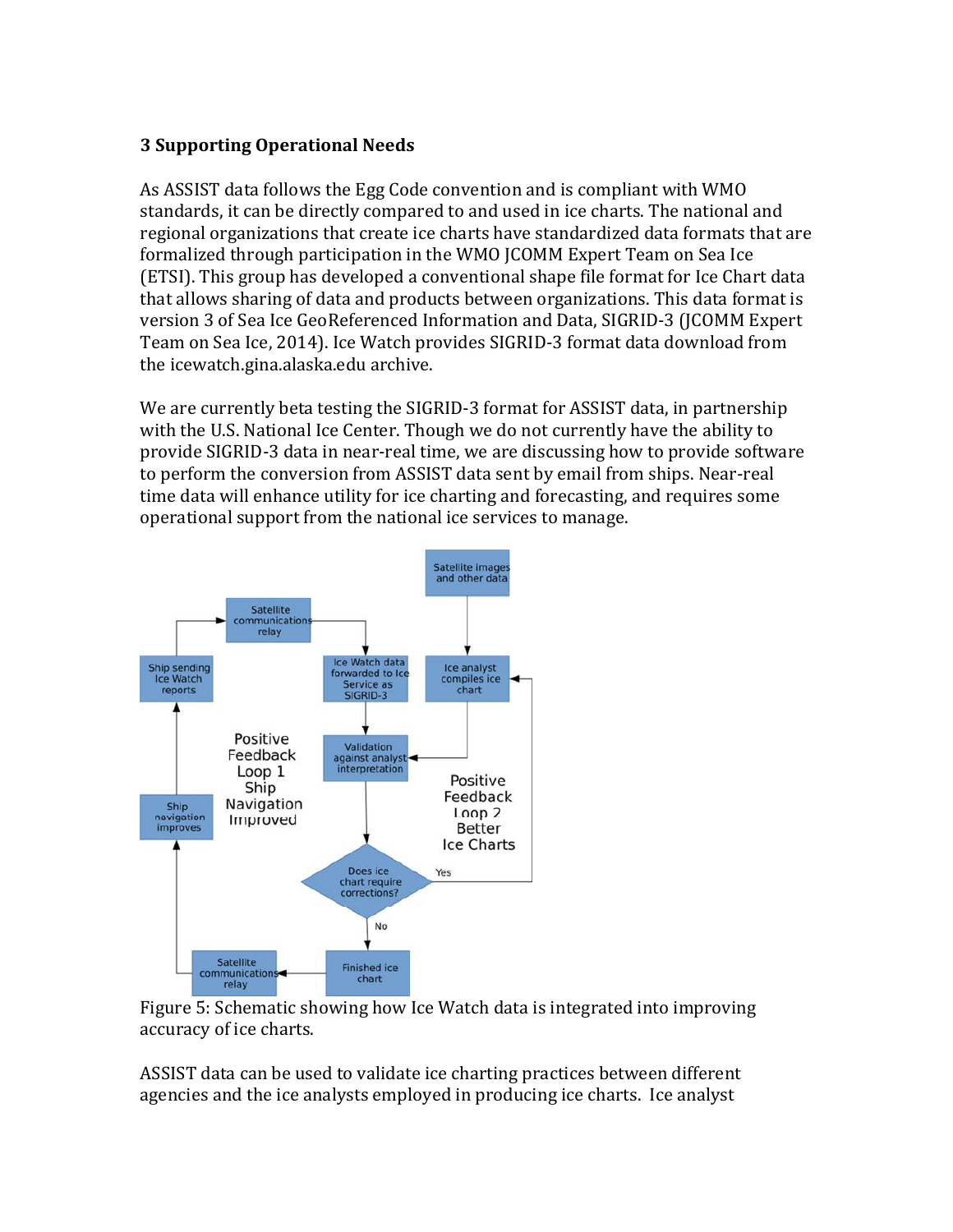## 3 Supporting Operational Needs

As ASSIST data follows the Egg Code convention and is compliant with WMO standards, it can be directly compared to and used in ice charts. The national and regional organizations that create ice charts have standardized data formats that are formalized through participation in the WMO JCOMM Expert Team on Sea Ice (ETSI). This group has developed a conventional shape file format for Ice Chart data that allows sharing of data and products between organizations. This data format is version 3 of Sea Ice GeoReferenced Information and Data, SIGRID-3 (JCOMM Expert Team on Sea Ice, 2014). Ice Watch provides SIGRID-3 format data download from the icewatch.gina.alaska.edu archive.

We are currently beta testing the SIGRID-3 format for ASSIST data, in partnership with the U.S. National Ice Center. Though we do not currently have the ability to provide SIGRID-3 data in near-real time, we are discussing how to provide software to perform the conversion from ASSIST data sent by email from ships. Near-real time data will enhance utility for ice charting and forecasting, and requires some operational support from the national ice services to manage.

Figure 5: Schematic showing how Ice Watch data is integrated into improving accuracy of ice charts.

ASSIST data can be used to validate ice charting practices between different agencies and the ice analysts employed in producing ice charts. Ice analyst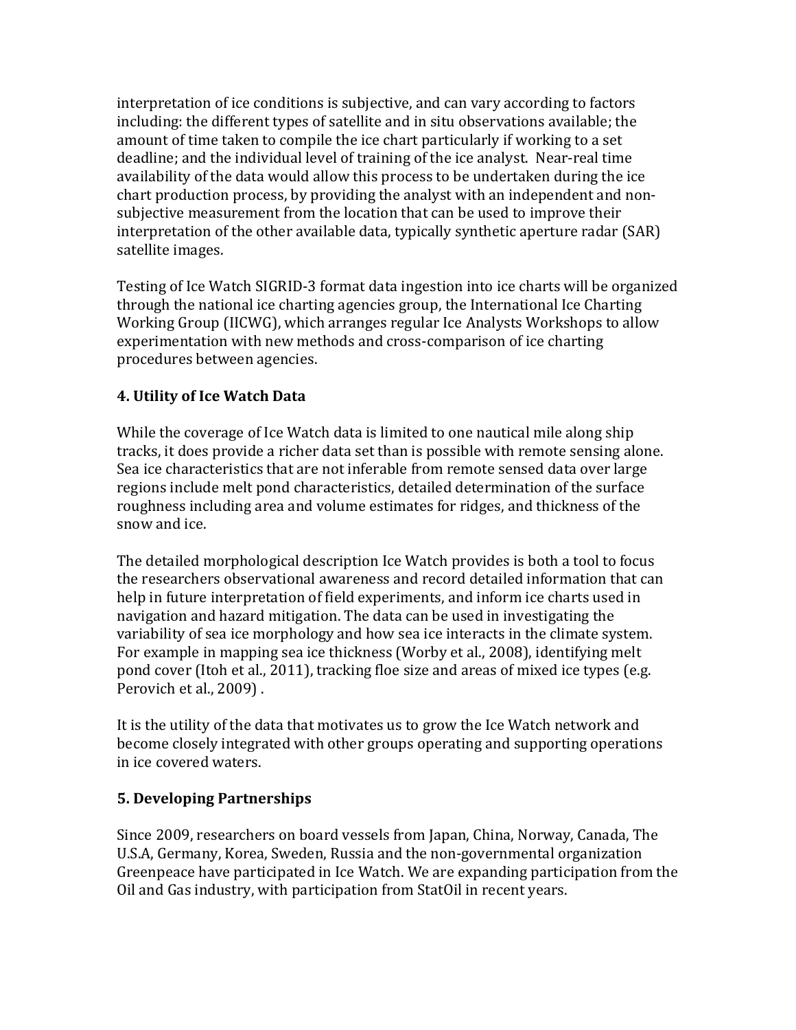interpretation of ice conditions is subjective, and can vary according to factors including: the different types of satellite and in situ observations available; the amount of time taken to compile the ice chart particularly if working to a set deadline; and the individual level of training of the ice analyst. Near-real time availability of the data would allow this process to be undertaken during the ice chart production process, by providing the analyst with an independent and non-subjective measurement from the location that can be used to improve their interpretation of the other available data, typically synthetic aperture radar (SAR) satellite images.

Testing of Ice Watch SIGRID-3 format data ingestion into ice charts will be organized through the national ice charting agencies group, the International Ice Charting Working Group (IICWG), which arranges regular Ice Analysts Workshops to allow experimentation with new methods and cross-comparison of ice charting procedures between agencies.

## 4. Utility of Ice Watch Data

While the coverage of Ice Watch data is limited to one nautical mile along ship tracks, it does provide a richer data set than is possible with remote sensing alone. Sea ice characteristics that are not inferable from remote sensed data over large regions include melt pond characteristics, detailed determination of the surface roughness including area and volume estimates for ridges, and thickness of the snow and ice.

The detailed morphological description Ice Watch provides is both a tool to focus the researchers observational awareness and record detailed information that can help in future interpretation of field experiments, and inform ice charts used in navigation and hazard mitigation. The data can be used in investigating the variability of sea ice morphology and how sea ice interacts in the climate system. For example in mapping sea ice thickness (Worby et al., 2008), identifying melt pond cover (Itoh et al., 2011), tracking floe size and areas of mixed ice types (e.g. Perovich et al., 2009) .

It is the utility of the data that motivates us to grow the Ice Watch network and become closely integrated with other groups operating and supporting operations in ice covered waters.

## 5. Developing Partnerships

Since 2009, researchers on board vessels from Japan, China, Norway, Canada, The U.S.A, Germany, Korea, Sweden, Russia and the non-governmental organization Greenpeace have participated in Ice Watch. We are expanding participation from the Oil and Gas industry, with participation from StatOil in recent years.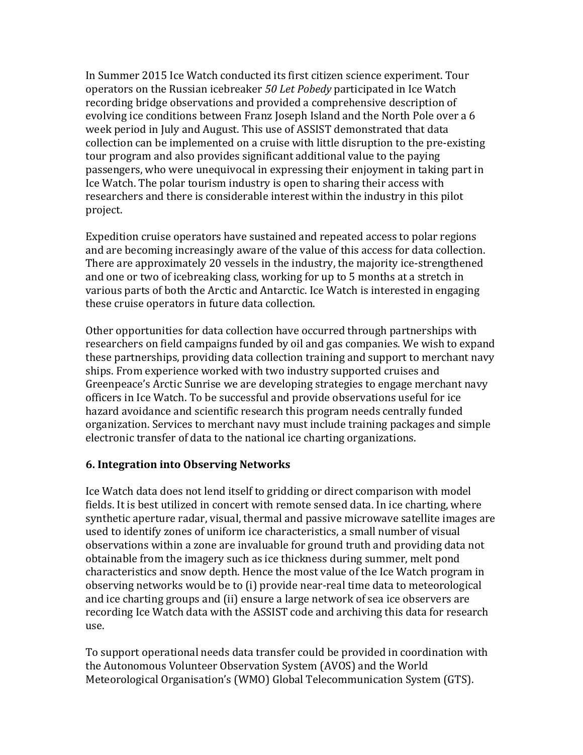In Summer 2015 Ice Watch conducted its first citizen science experiment. Tour operators on the Russian icebreaker *50 Let Pobedy* participated in Ice Watch recording bridge observations and provided a comprehensive description of evolving ice conditions between Franz Joseph Island and the North Pole over a 6 week period in July and August. This use of ASSIST demonstrated that data collection can be implemented on a cruise with little disruption to the pre-existing tour program and also provides significant additional value to the paying passengers, who were unequivocal in expressing their enjoyment in taking part in Ice Watch. The polar tourism industry is open to sharing their access with researchers and there is considerable interest within the industry in this pilot project.

Expedition cruise operators have sustained and repeated access to polar regions and are becoming increasingly aware of the value of this access for data collection. There are approximately 20 vessels in the industry, the majority ice-strengthened and one or two of icebreaking class, working for up to 5 months at a stretch in various parts of both the Arctic and Antarctic. Ice Watch is interested in engaging these cruise operators in future data collection.

Other opportunities for data collection have occurred through partnerships with researchers on field campaigns funded by oil and gas companies. We wish to expand these partnerships, providing data collection training and support to merchant navy ships. From experience worked with two industry supported cruises and Greenpeace's Arctic Sunrise we are developing strategies to engage merchant navy officers in Ice Watch. To be successful and provide observations useful for ice hazard avoidance and scientific research this program needs centrally funded organization. Services to merchant navy must include training packages and simple electronic transfer of data to the national ice charting organizations.

## 6. Integration into Observing Networks

Ice Watch data does not lend itself to gridding or direct comparison with model fields. It is best utilized in concert with remote sensed data. In ice charting, where synthetic aperture radar, visual, thermal and passive microwave satellite images are used to identify zones of uniform ice characteristics, a small number of visual observations within a zone are invaluable for ground truth and providing data not obtainable from the imagery such as ice thickness during summer, melt pond characteristics and snow depth. Hence the most value of the Ice Watch program in observing networks would be to (i) provide near-real time data to meteorological and ice charting groups and (ii) ensure a large network of sea ice observers are recording Ice Watch data with the ASSIST code and archiving this data for research use.

To support operational needs data transfer could be provided in coordination with the Autonomous Volunteer Observation System (AVOS) and the World Meteorological Organisation's (WMO) Global Telecommunication System (GTS).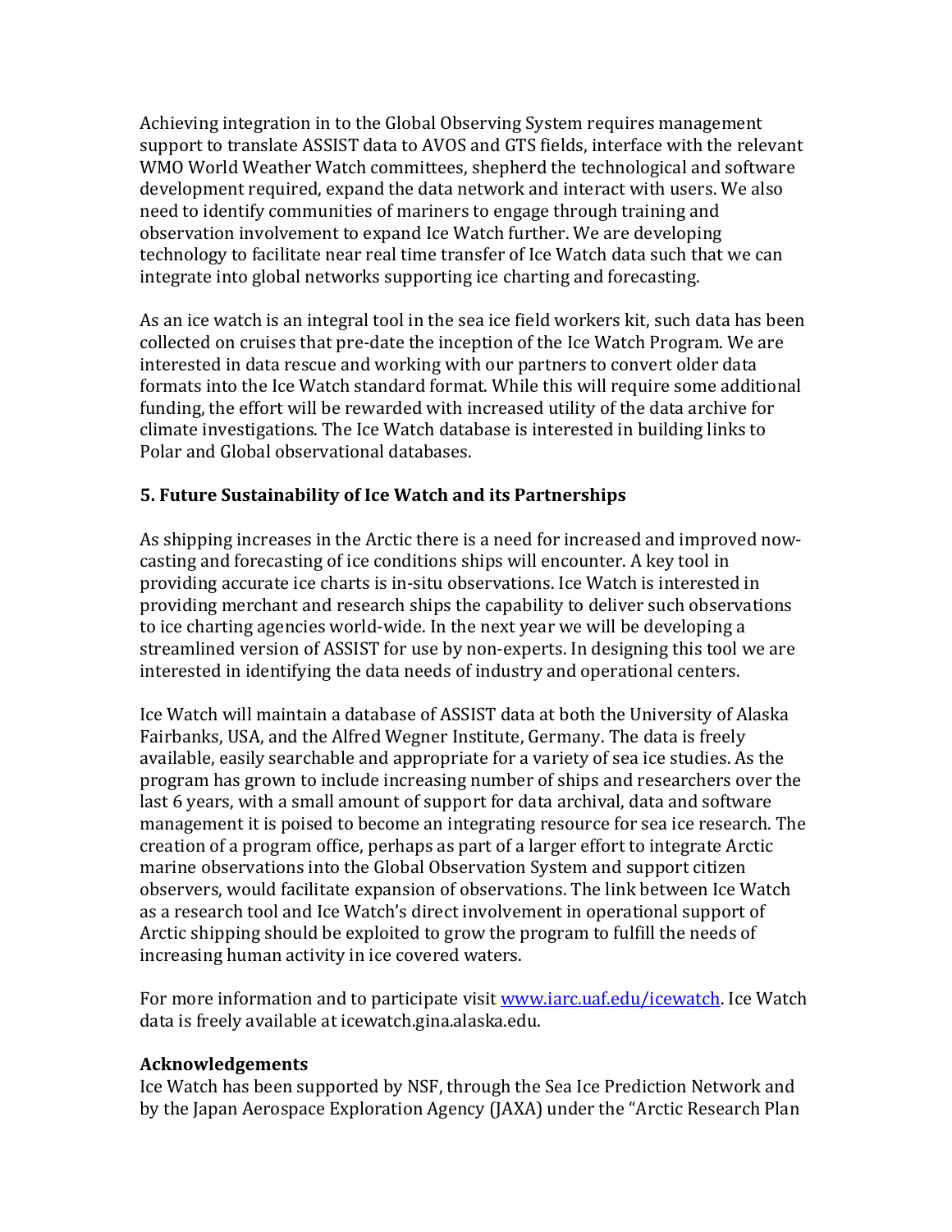Achieving integration in to the Global Observing System requires management support to translate ASSIST data to AVOS and GTS fields, interface with the relevant WMO World Weather Watch committees, shepherd the technological and software development required, expand the data network and interact with users. We also need to identify communities of mariners to engage through training and observation involvement to expand Ice Watch further. We are developing technology to facilitate near real time transfer of Ice Watch data such that we can integrate into global networks supporting ice charting and forecasting.

As an ice watch is an integral tool in the sea ice field workers kit, such data has been collected on cruises that pre-date the inception of the Ice Watch Program. We are interested in data rescue and working with our partners to convert older data formats into the Ice Watch standard format. While this will require some additional funding, the effort will be rewarded with increased utility of the data archive for climate investigations. The Ice Watch database is interested in building links to Polar and Global observational databases.

## 5. Future Sustainability of Ice Watch and its Partnerships

As shipping increases in the Arctic there is a need for increased and improved now-casting and forecasting of ice conditions ships will encounter. A key tool in providing accurate ice charts is in-situ observations. Ice Watch is interested in providing merchant and research ships the capability to deliver such observations to ice charting agencies world-wide. In the next year we will be developing a streamlined version of ASSIST for use by non-experts. In designing this tool we are interested in identifying the data needs of industry and operational centers.

Ice Watch will maintain a database of ASSIST data at both the University of Alaska Fairbanks, USA, and the Alfred Wegner Institute, Germany. The data is freely available, easily searchable and appropriate for a variety of sea ice studies. As the program has grown to include increasing number of ships and researchers over the last 6 years, with a small amount of support for data archival, data and software management it is poised to become an integrating resource for sea ice research. The creation of a program office, perhaps as part of a larger effort to integrate Arctic marine observations into the Global Observation System and support citizen observers, would facilitate expansion of observations. The link between Ice Watch as a research tool and Ice Watch's direct involvement in operational support of Arctic shipping should be exploited to grow the program to fulfill the needs of increasing human activity in ice covered waters.

For more information and to participate visit [www.iarc.uaf.edu/icewatch](www.iarc.uaf.edu/icewatch). Ice Watch data is freely available at icewatch.gina.alaska.edu.

**Acknowledgements**

Ice Watch has been supported by NSF, through the Sea Ice Prediction Network and by the Japan Aerospace Exploration Agency (JAXA) under the "Arctic Research Plan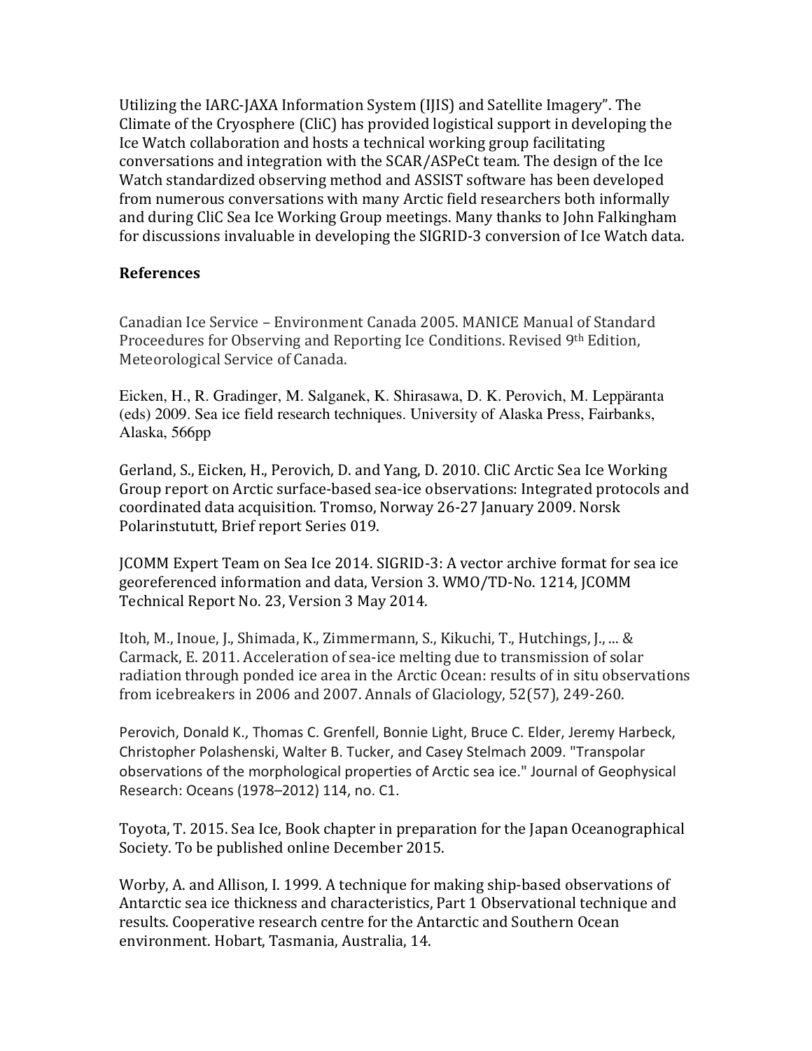Utilizing the IARC-JAXA Information System (IJIS) and Satellite Imagery". The Climate of the Cryosphere (CliC) has provided logistical support in developing the Ice Watch collaboration and hosts a technical working group facilitating conversations and integration with the SCAR/ASPeCt team. The design of the Ice Watch standardized observing method and ASSIST software has been developed from numerous conversations with many Arctic field researchers both informally and during CliC Sea Ice Working Group meetings. Many thanks to John Falkingham for discussions invaluable in developing the SIGRID-3 conversion of Ice Watch data.

## References

Canadian Ice Service – Environment Canada 2005. MANICE Manual of Standard Proceedures for Observing and Reporting Ice Conditions. Revised 9th Edition, Meteorological Service of Canada.

Eicken, H., R. Gradinger, M. Salganek, K. Shirasawa, D. K. Perovich, M. Leppäranta (eds) 2009. Sea ice field research techniques. University of Alaska Press, Fairbanks, Alaska, 566pp

Gerland, S., Eicken, H., Perovich, D. and Yang, D. 2010. CliC Arctic Sea Ice Working Group report on Arctic surface-based sea-ice observations: Integrated protocols and coordinated data acquisition. Tromso, Norway 26-27 January 2009. Norsk Polarinstututt, Brief report Series 019.

JCOMM Expert Team on Sea Ice 2014. SIGRID-3: A vector archive format for sea ice georeferenced information and data, Version 3. WMO/TD-No. 1214, JCOMM Technical Report No. 23, Version 3 May 2014.

Itoh, M., Inoue, J., Shimada, K., Zimmermann, S., Kikuchi, T., Hutchings, J., ... & Carmack, E. 2011. Acceleration of sea-ice melting due to transmission of solar radiation through ponded ice area in the Arctic Ocean: results of in situ observations from icebreakers in 2006 and 2007. Annals of Glaciology, 52(57), 249-260.

Perovich, Donald K., Thomas C. Grenfell, Bonnie Light, Bruce C. Elder, Jeremy Harbeck, Christopher Polashenski, Walter B. Tucker, and Casey Stelmach 2009. "Transpolar observations of the morphological properties of Arctic sea ice." Journal of Geophysical Research: Oceans (1978–2012) 114, no. C1.

Toyota, T. 2015. Sea Ice, Book chapter in preparation for the Japan Oceanographical Society. To be published online December 2015.

Worby, A. and Allison, I. 1999. A technique for making ship-based observations of Antarctic sea ice thickness and characteristics, Part 1 Observational technique and results. Cooperative research centre for the Antarctic and Southern Ocean environment. Hobart, Tasmania, Australia, 14.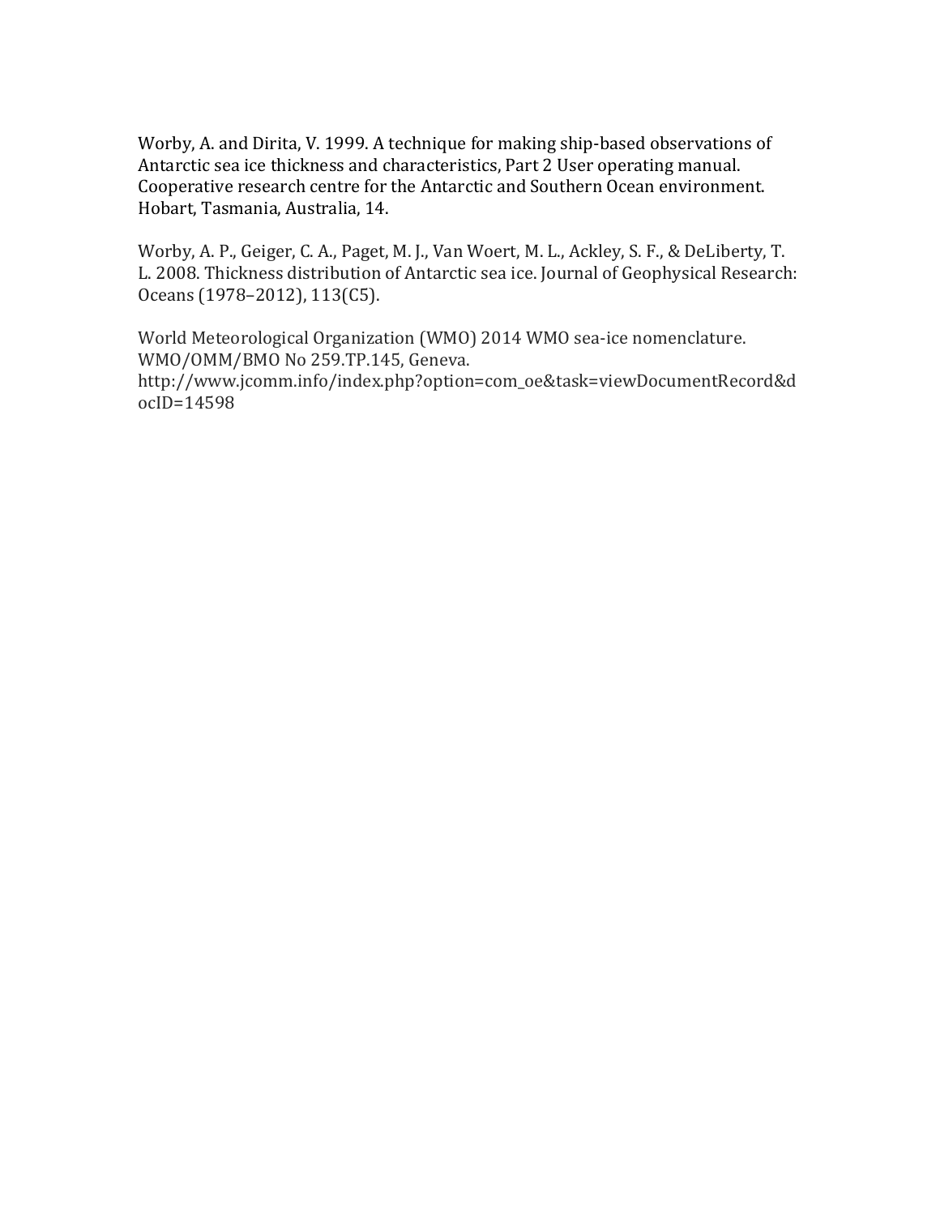Worby, A. and Dirita, V. 1999. A technique for making ship-based observations of Antarctic sea ice thickness and characteristics, Part 2 User operating manual. Cooperative research centre for the Antarctic and Southern Ocean environment. Hobart, Tasmania, Australia, 14.

Worby, A. P., Geiger, C. A., Paget, M. J., Van Woert, M. L., Ackley, S. F., & DeLiberty, T. L. 2008. Thickness distribution of Antarctic sea ice. Journal of Geophysical Research: Oceans (1978–2012), 113(C5).

World Meteorological Organization (WMO) 2014 WMO sea-ice nomenclature. WMO/OMM/BMO No 259.TP.145, Geneva. http://www.jcomm.info/index.php?option=com_oe&task=viewDocumentRecord&docID=14598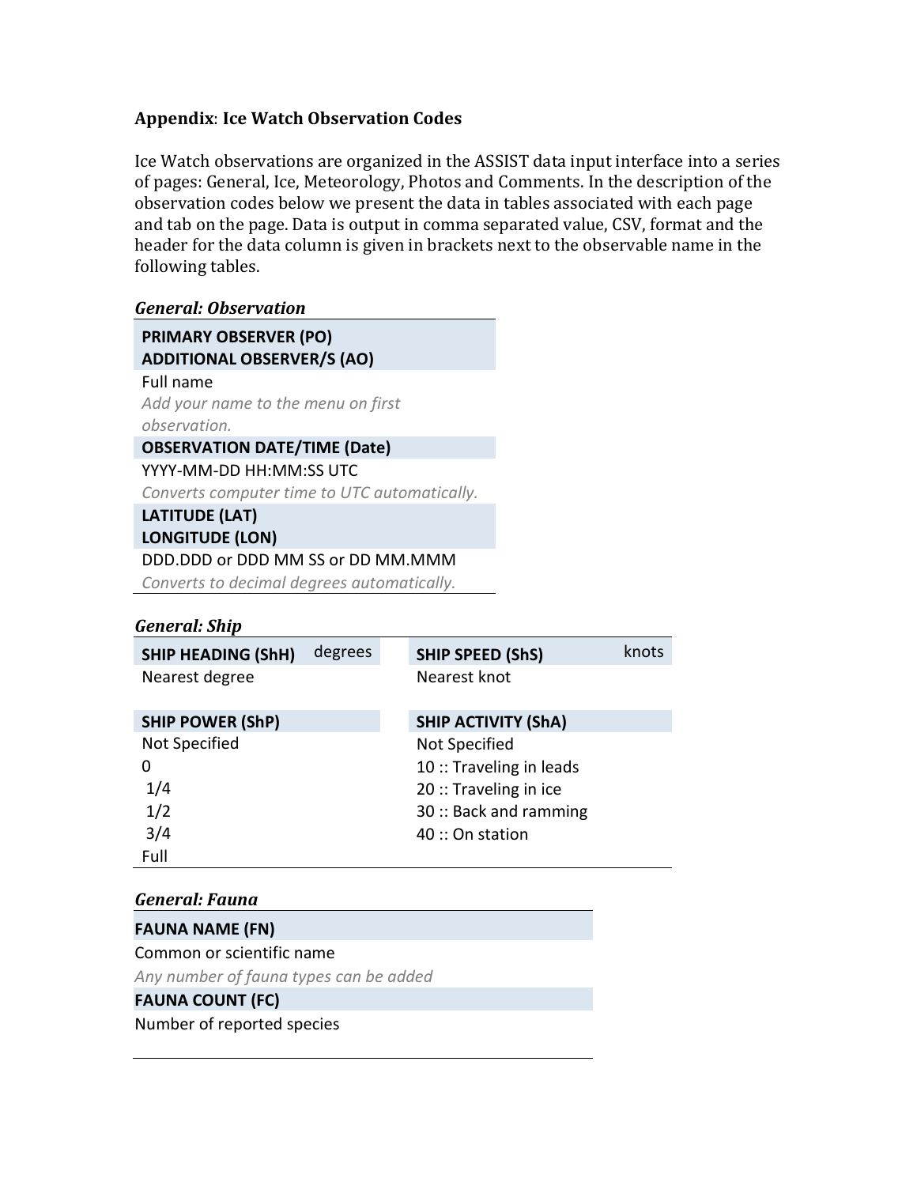## Appendix: Ice Watch Observation Codes

Ice Watch observations are organized in the ASSIST data input interface into a series of pages: General, Ice, Meteorology, Photos and Comments. In the description of the observation codes below we present the data in tables associated with each page and tab on the page. Data is output in comma separated value, CSV, format and the header for the data column is given in brackets next to the observable name in the following tables.

### *General: Observation*

| **PRIMARY OBSERVER (PO)**<br>**ADDITIONAL OBSERVER/S (AO)** |
|---|
| Full name<br>*Add your name to the menu on first observation.* |
| **OBSERVATION DATE/TIME (Date)** |
| YYYY-MM-DD HH:MM:SS UTC<br>*Converts computer time to UTC automatically.* |
| **LATITUDE (LAT)**<br>**LONGITUDE (LON)** |
| DDD.DDD or DDD MM SS or DD MM.MMM<br>*Converts to decimal degrees automatically.* |

### *General: Ship*

| **SHIP HEADING (ShH)** | degrees | **SHIP SPEED (ShS)** | knots |
|---|---|---|---|
| Nearest degree | | Nearest knot | |

| **SHIP POWER (ShP)** | **SHIP ACTIVITY (ShA)** |
|---|---|
| Not Specified | Not Specified |
| 0 | 10 :: Traveling in leads |
| 1/4 | 20 :: Traveling in ice |
| 1/2 | 30 :: Back and ramming |
| 3/4 | 40 :: On station |
| Full | |

### *General: Fauna*

| **FAUNA NAME (FN)** |
|---|
| Common or scientific name<br>*Any number of fauna types can be added* |
| **FAUNA COUNT (FC)** |
| Number of reported species |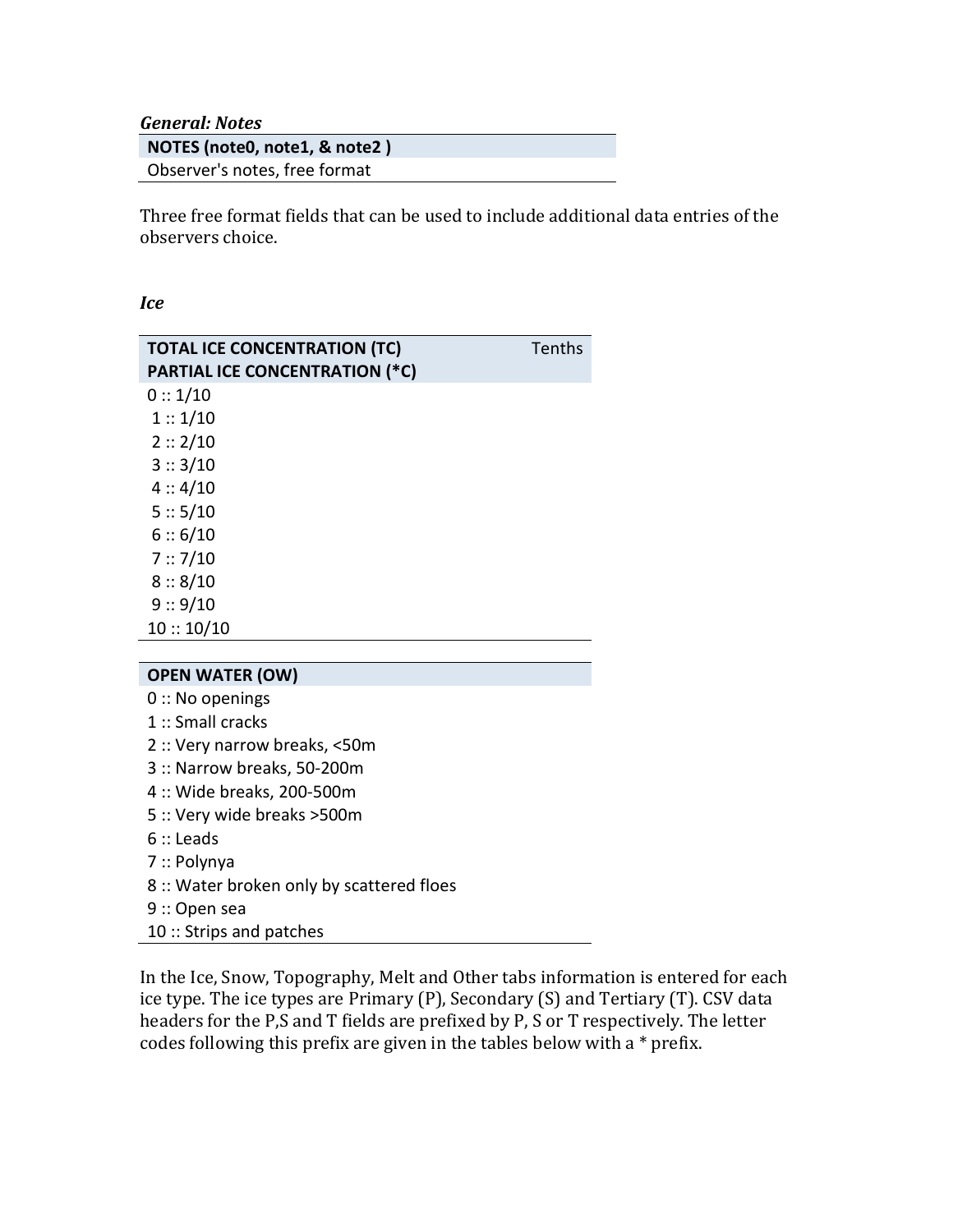***General: Notes***

| **NOTES (note0, note1, & note2 )** |
| --- |
| Observer's notes, free format |

Three free format fields that can be used to include additional data entries of the observers choice.

***Ice***

| **TOTAL ICE CONCENTRATION (TC)**<br>**PARTIAL ICE CONCENTRATION (*C)** | Tenths |
| --- | --- |
| 0 :: 1/10 | |
| 1 :: 1/10 | |
| 2 :: 2/10 | |
| 3 :: 3/10 | |
| 4 :: 4/10 | |
| 5 :: 5/10 | |
| 6 :: 6/10 | |
| 7 :: 7/10 | |
| 8 :: 8/10 | |
| 9 :: 9/10 | |
| 10 :: 10/10 | |

| **OPEN WATER (OW)** |
| --- |
| 0 :: No openings |
| 1 :: Small cracks |
| 2 :: Very narrow breaks, <50m |
| 3 :: Narrow breaks, 50-200m |
| 4 :: Wide breaks, 200-500m |
| 5 :: Very wide breaks >500m |
| 6 :: Leads |
| 7 :: Polynya |
| 8 :: Water broken only by scattered floes |
| 9 :: Open sea |
| 10 :: Strips and patches |

In the Ice, Snow, Topography, Melt and Other tabs information is entered for each ice type. The ice types are Primary (P), Secondary (S) and Tertiary (T). CSV data headers for the P,S and T fields are prefixed by P, S or T respectively. The letter codes following this prefix are given in the tables below with a * prefix.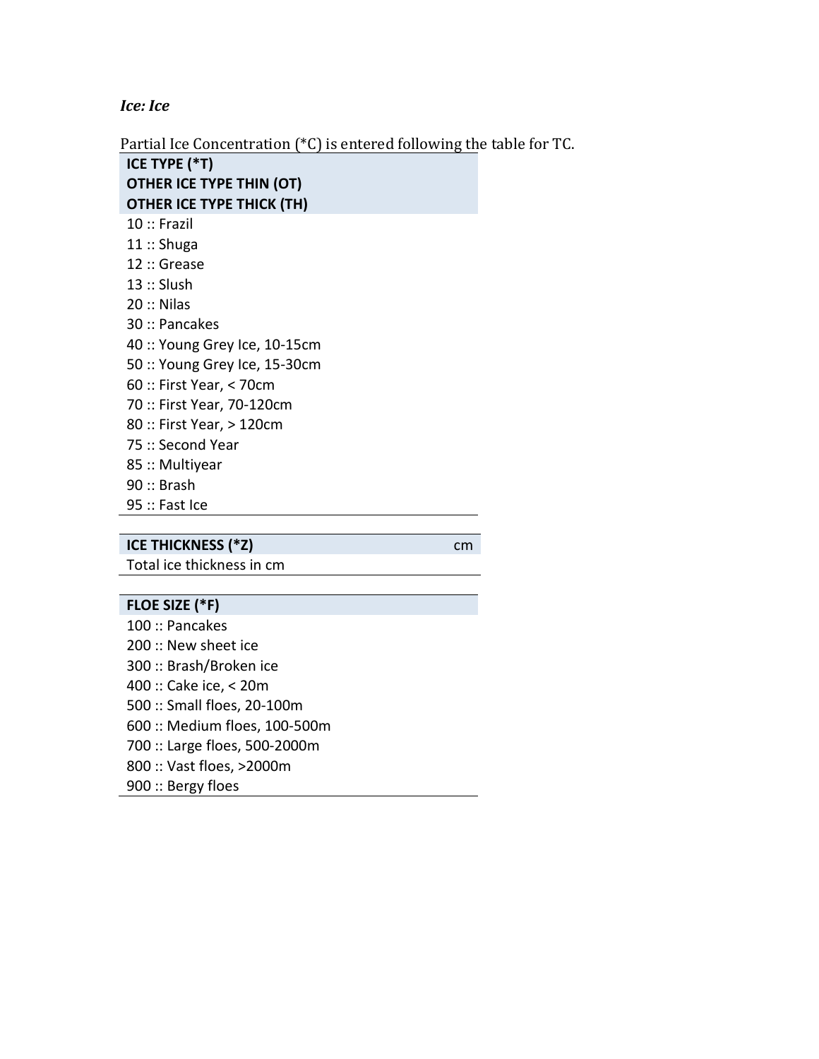***Ice: Ice***

Partial Ice Concentration (*C) is entered following the table for TC.

| **ICE TYPE (*T)**<br>**OTHER ICE TYPE THIN (OT)**<br>**OTHER ICE TYPE THICK (TH)** |
|---|
| 10 :: Frazil |
| 11 :: Shuga |
| 12 :: Grease |
| 13 :: Slush |
| 20 :: Nilas |
| 30 :: Pancakes |
| 40 :: Young Grey Ice, 10-15cm |
| 50 :: Young Grey Ice, 15-30cm |
| 60 :: First Year, < 70cm |
| 70 :: First Year, 70-120cm |
| 80 :: First Year, > 120cm |
| 75 :: Second Year |
| 85 :: Multiyear |
| 90 :: Brash |
| 95 :: Fast Ice |

| **ICE THICKNESS (*Z)** | cm |
|---|---|
| Total ice thickness in cm | |

| **FLOE SIZE (*F)** |
|---|
| 100 :: Pancakes |
| 200 :: New sheet ice |
| 300 :: Brash/Broken ice |
| 400 :: Cake ice, < 20m |
| 500 :: Small floes, 20-100m |
| 600 :: Medium floes, 100-500m |
| 700 :: Large floes, 500-2000m |
| 800 :: Vast floes, >2000m |
| 900 :: Bergy floes |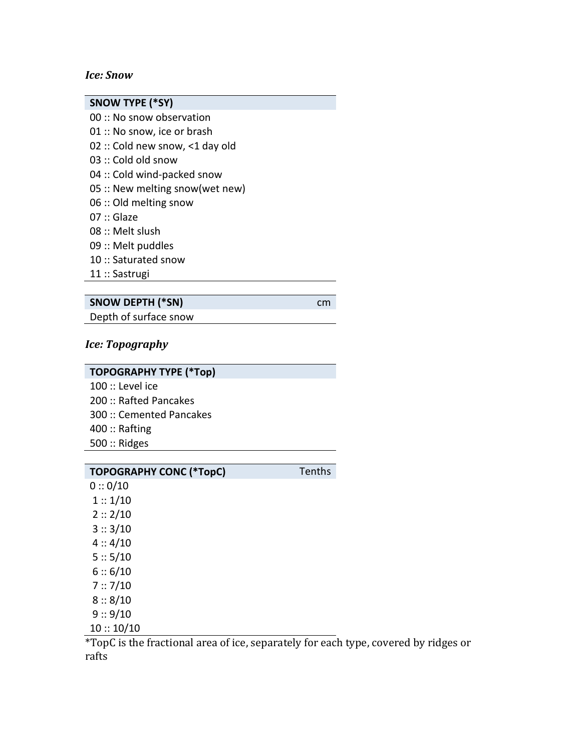*Ice: Snow*

| SNOW TYPE (*SY) |
| --- |
| 00 :: No snow observation |
| 01 :: No snow, ice or brash |
| 02 :: Cold new snow, <1 day old |
| 03 :: Cold old snow |
| 04 :: Cold wind-packed snow |
| 05 :: New melting snow(wet new) |
| 06 :: Old melting snow |
| 07 :: Glaze |
| 08 :: Melt slush |
| 09 :: Melt puddles |
| 10 :: Saturated snow |
| 11 :: Sastrugi |

| SNOW DEPTH (*SN) | cm |
| --- | --- |
| Depth of surface snow | |

*Ice: Topography*

| TOPOGRAPHY TYPE (*Top) |
| --- |
| 100 :: Level ice |
| 200 :: Rafted Pancakes |
| 300 :: Cemented Pancakes |
| 400 :: Rafting |
| 500 :: Ridges |

| TOPOGRAPHY CONC (*TopC) | Tenths |
| --- | --- |
| 0 :: 0/10 | |
| 1 :: 1/10 | |
| 2 :: 2/10 | |
| 3 :: 3/10 | |
| 4 :: 4/10 | |
| 5 :: 5/10 | |
| 6 :: 6/10 | |
| 7 :: 7/10 | |
| 8 :: 8/10 | |
| 9 :: 9/10 | |
| 10 :: 10/10 | |

*TopC is the fractional area of ice, separately for each type, covered by ridges or rafts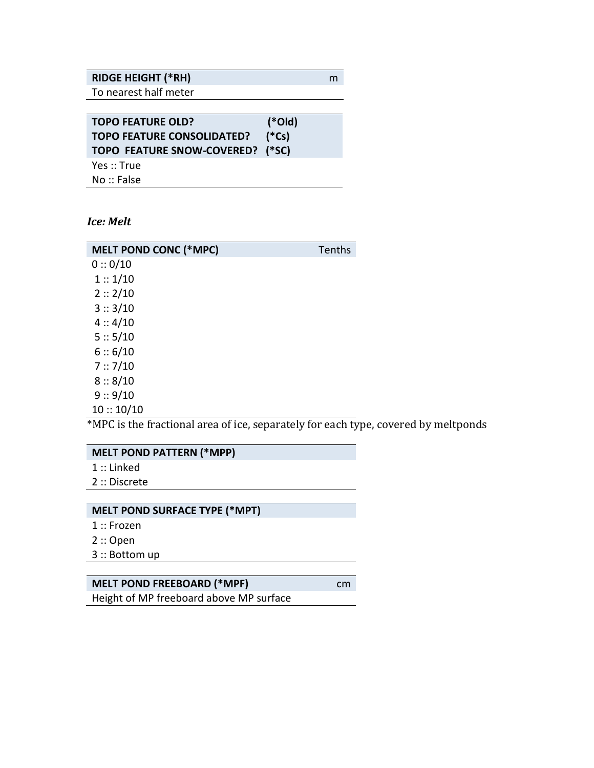| RIDGE HEIGHT (*RH) | m |
|---|---|
| To nearest half meter | |

| TOPO FEATURE OLD? (*Old)<br>TOPO FEATURE CONSOLIDATED? (*Cs)<br>TOPO FEATURE SNOW-COVERED? (*SC) |
|---|
| Yes :: True |
| No :: False |

***Ice: Melt***

| MELT POND CONC (*MPC) | Tenths |
|---|---|
| 0 :: 0/10 | |
| 1 :: 1/10 | |
| 2 :: 2/10 | |
| 3 :: 3/10 | |
| 4 :: 4/10 | |
| 5 :: 5/10 | |
| 6 :: 6/10 | |
| 7 :: 7/10 | |
| 8 :: 8/10 | |
| 9 :: 9/10 | |
| 10 :: 10/10 | |

*MPC is the fractional area of ice, separately for each type, covered by meltponds

| MELT POND PATTERN (*MPP) |
|---|
| 1 :: Linked |
| 2 :: Discrete |

| MELT POND SURFACE TYPE (*MPT) |
|---|
| 1 :: Frozen |
| 2 :: Open |
| 3 :: Bottom up |

| MELT POND FREEBOARD (*MPF) | cm |
|---|---|
| Height of MP freeboard above MP surface | |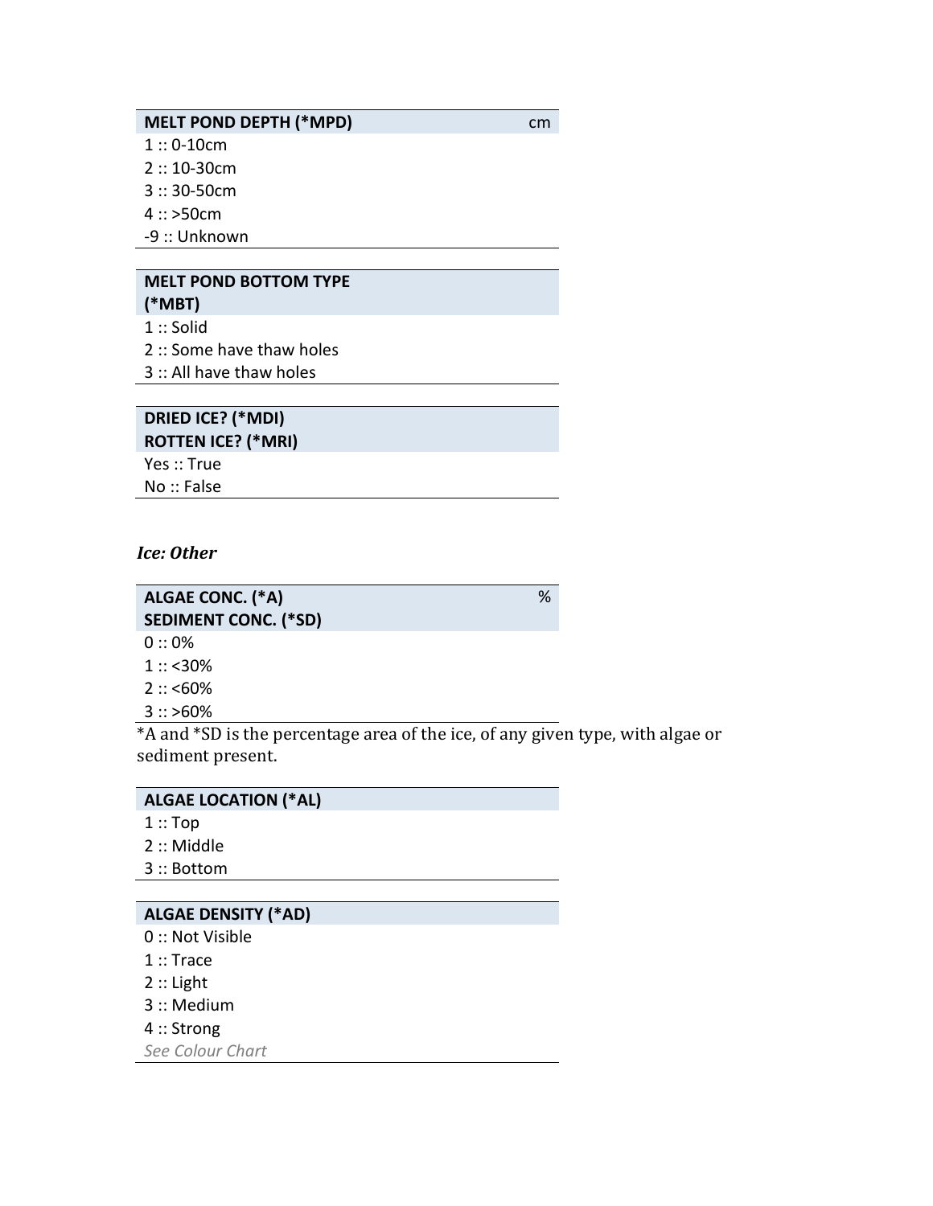| MELT POND DEPTH (*MPD) | cm |
| --- | --- |
| 1 :: 0-10cm | |
| 2 :: 10-30cm | |
| 3 :: 30-50cm | |
| 4 :: >50cm | |
| -9 :: Unknown | |

| MELT POND BOTTOM TYPE (*MBT) |
| --- |
| 1 :: Solid |
| 2 :: Some have thaw holes |
| 3 :: All have thaw holes |

| DRIED ICE? (*MDI)<br>ROTTEN ICE? (*MRI) |
| --- |
| Yes :: True |
| No :: False |

***Ice: Other***

| ALGAE CONC. (*A)<br>SEDIMENT CONC. (*SD) | % |
| --- | --- |
| 0 :: 0% | |
| 1 :: <30% | |
| 2 :: <60% | |
| 3 :: >60% | |

*A and *SD is the percentage area of the ice, of any given type, with algae or sediment present.

| ALGAE LOCATION (*AL) |
| --- |
| 1 :: Top |
| 2 :: Middle |
| 3 :: Bottom |

| ALGAE DENSITY (*AD) |
| --- |
| 0 :: Not Visible |
| 1 :: Trace |
| 2 :: Light |
| 3 :: Medium |
| 4 :: Strong |
| *See Colour Chart* |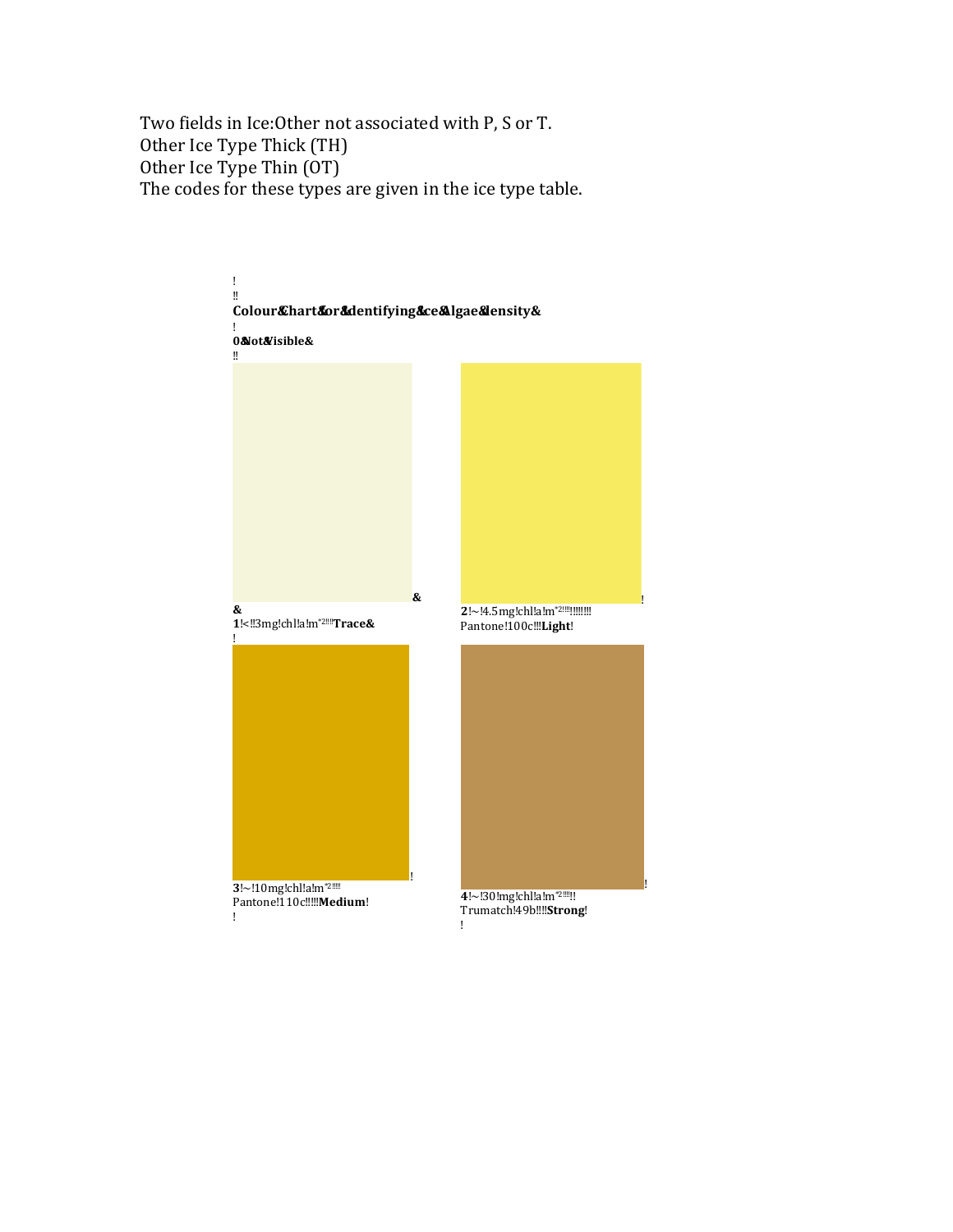Two fields in Ice:Other not associated with P, S or T.
Other Ice Type Thick (TH)
Other Ice Type Thin (OT)
The codes for these types are given in the ice type table.

**Colour Chart for Identifying Ice Algae density**

**0 Not Visible**

**1** < 3 mg chl a m$^{-2}$ **Trace**

**2** ~ 4.5 mg chl a m$^{-2}$
Pantone 100c **Light**

**3** ~ 10 mg chl a m$^{-2}$
Pantone 110c **Medium**

**4** ~ 30 mg chl a m$^{-2}$
Trumatch 49b **Strong**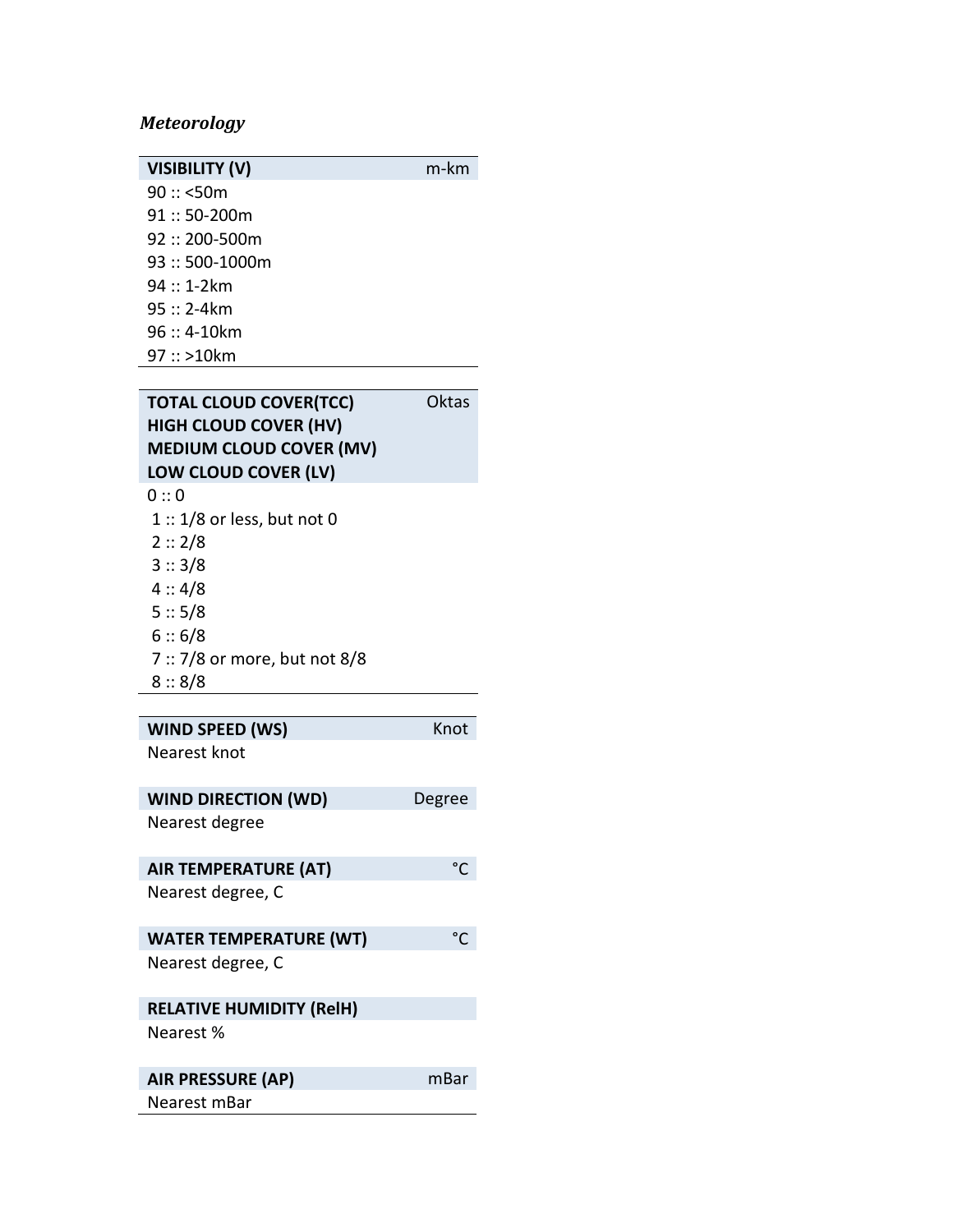*Meteorology*

| **VISIBILITY (V)** | m-km |
|---|---|
| 90 :: <50m | |
| 91 :: 50-200m | |
| 92 :: 200-500m | |
| 93 :: 500-1000m | |
| 94 :: 1-2km | |
| 95 :: 2-4km | |
| 96 :: 4-10km | |
| 97 :: >10km | |

| **TOTAL CLOUD COVER(TCC)**<br>**HIGH CLOUD COVER (HV)**<br>**MEDIUM CLOUD COVER (MV)**<br>**LOW CLOUD COVER (LV)** | Oktas |
|---|---|
| 0 :: 0 | |
| 1 :: 1/8 or less, but not 0 | |
| 2 :: 2/8 | |
| 3 :: 3/8 | |
| 4 :: 4/8 | |
| 5 :: 5/8 | |
| 6 :: 6/8 | |
| 7 :: 7/8 or more, but not 8/8 | |
| 8 :: 8/8 | |

| **WIND SPEED (WS)** | Knot |
|---|---|
| Nearest knot | |
| **WIND DIRECTION (WD)** | **Degree** |
| Nearest degree | |
| **AIR TEMPERATURE (AT)** | **°C** |
| Nearest degree, C | |
| **WATER TEMPERATURE (WT)** | **°C** |
| Nearest degree, C | |
| **RELATIVE HUMIDITY (RelH)** | |
| Nearest % | |
| **AIR PRESSURE (AP)** | **mBar** |
| Nearest mBar | |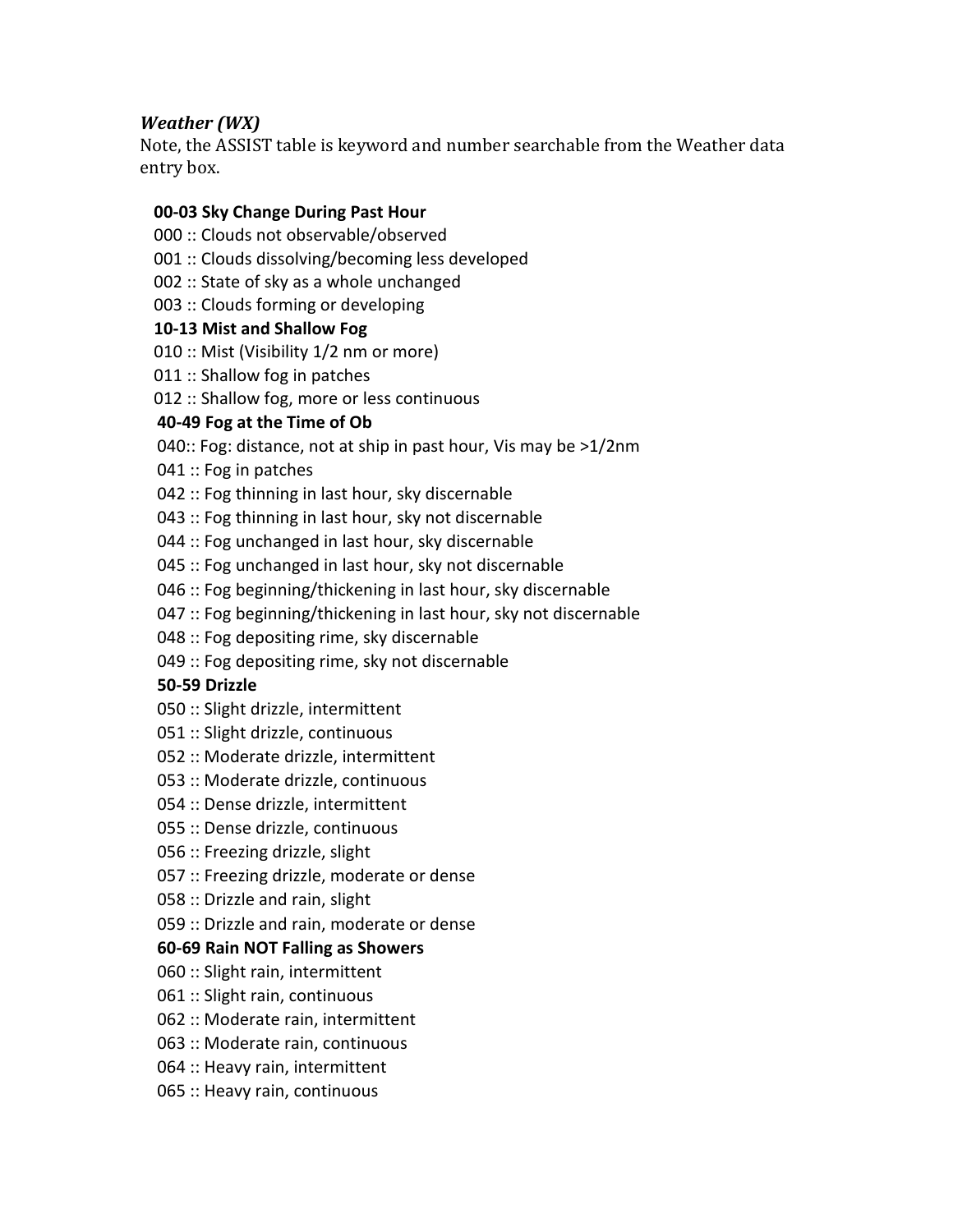### *Weather (WX)*

Note, the ASSIST table is keyword and number searchable from the Weather data entry box.

**00-03 Sky Change During Past Hour**

000 :: Clouds not observable/observed
001 :: Clouds dissolving/becoming less developed
002 :: State of sky as a whole unchanged
003 :: Clouds forming or developing

**10-13 Mist and Shallow Fog**

010 :: Mist (Visibility 1/2 nm or more)
011 :: Shallow fog in patches
012 :: Shallow fog, more or less continuous

**40-49 Fog at the Time of Ob**

040:: Fog: distance, not at ship in past hour, Vis may be >1/2nm
041 :: Fog in patches
042 :: Fog thinning in last hour, sky discernable
043 :: Fog thinning in last hour, sky not discernable
044 :: Fog unchanged in last hour, sky discernable
045 :: Fog unchanged in last hour, sky not discernable
046 :: Fog beginning/thickening in last hour, sky discernable
047 :: Fog beginning/thickening in last hour, sky not discernable
048 :: Fog depositing rime, sky discernable
049 :: Fog depositing rime, sky not discernable

**50-59 Drizzle**

050 :: Slight drizzle, intermittent
051 :: Slight drizzle, continuous
052 :: Moderate drizzle, intermittent
053 :: Moderate drizzle, continuous
054 :: Dense drizzle, intermittent
055 :: Dense drizzle, continuous
056 :: Freezing drizzle, slight
057 :: Freezing drizzle, moderate or dense
058 :: Drizzle and rain, slight
059 :: Drizzle and rain, moderate or dense

**60-69 Rain NOT Falling as Showers**

060 :: Slight rain, intermittent
061 :: Slight rain, continuous
062 :: Moderate rain, intermittent
063 :: Moderate rain, continuous
064 :: Heavy rain, intermittent
065 :: Heavy rain, continuous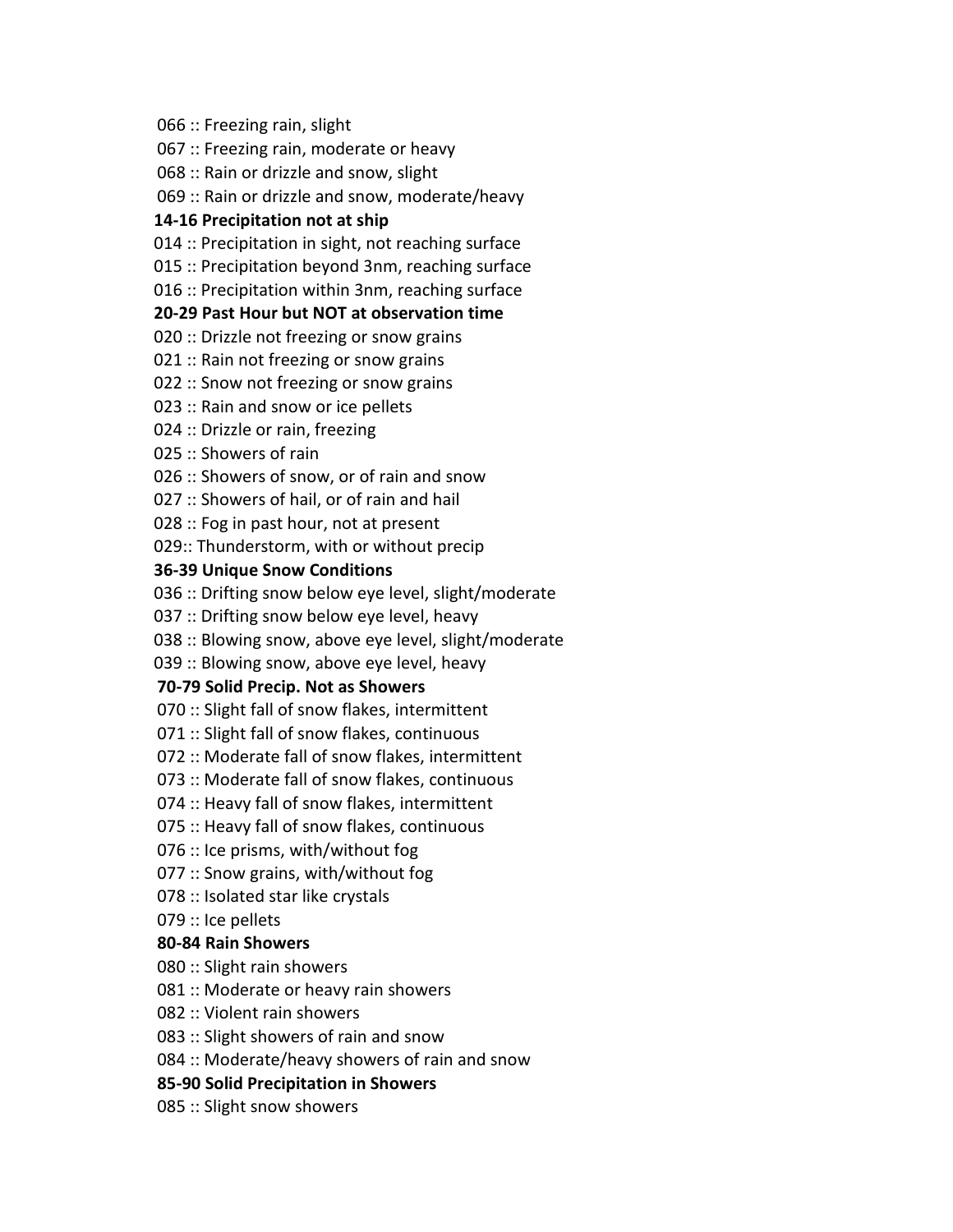066 :: Freezing rain, slight

067 :: Freezing rain, moderate or heavy

068 :: Rain or drizzle and snow, slight

069 :: Rain or drizzle and snow, moderate/heavy

**14-16 Precipitation not at ship**

014 :: Precipitation in sight, not reaching surface

015 :: Precipitation beyond 3nm, reaching surface

016 :: Precipitation within 3nm, reaching surface

**20-29 Past Hour but NOT at observation time**

020 :: Drizzle not freezing or snow grains

021 :: Rain not freezing or snow grains

022 :: Snow not freezing or snow grains

023 :: Rain and snow or ice pellets

024 :: Drizzle or rain, freezing

025 :: Showers of rain

026 :: Showers of snow, or of rain and snow

027 :: Showers of hail, or of rain and hail

028 :: Fog in past hour, not at present

029:: Thunderstorm, with or without precip

**36-39 Unique Snow Conditions**

036 :: Drifting snow below eye level, slight/moderate

037 :: Drifting snow below eye level, heavy

038 :: Blowing snow, above eye level, slight/moderate

039 :: Blowing snow, above eye level, heavy

**70-79 Solid Precip. Not as Showers**

070 :: Slight fall of snow flakes, intermittent

071 :: Slight fall of snow flakes, continuous

072 :: Moderate fall of snow flakes, intermittent

073 :: Moderate fall of snow flakes, continuous

074 :: Heavy fall of snow flakes, intermittent

075 :: Heavy fall of snow flakes, continuous

076 :: Ice prisms, with/without fog

077 :: Snow grains, with/without fog

078 :: Isolated star like crystals

079 :: Ice pellets

**80-84 Rain Showers**

080 :: Slight rain showers

081 :: Moderate or heavy rain showers

082 :: Violent rain showers

083 :: Slight showers of rain and snow

084 :: Moderate/heavy showers of rain and snow

**85-90 Solid Precipitation in Showers**

085 :: Slight snow showers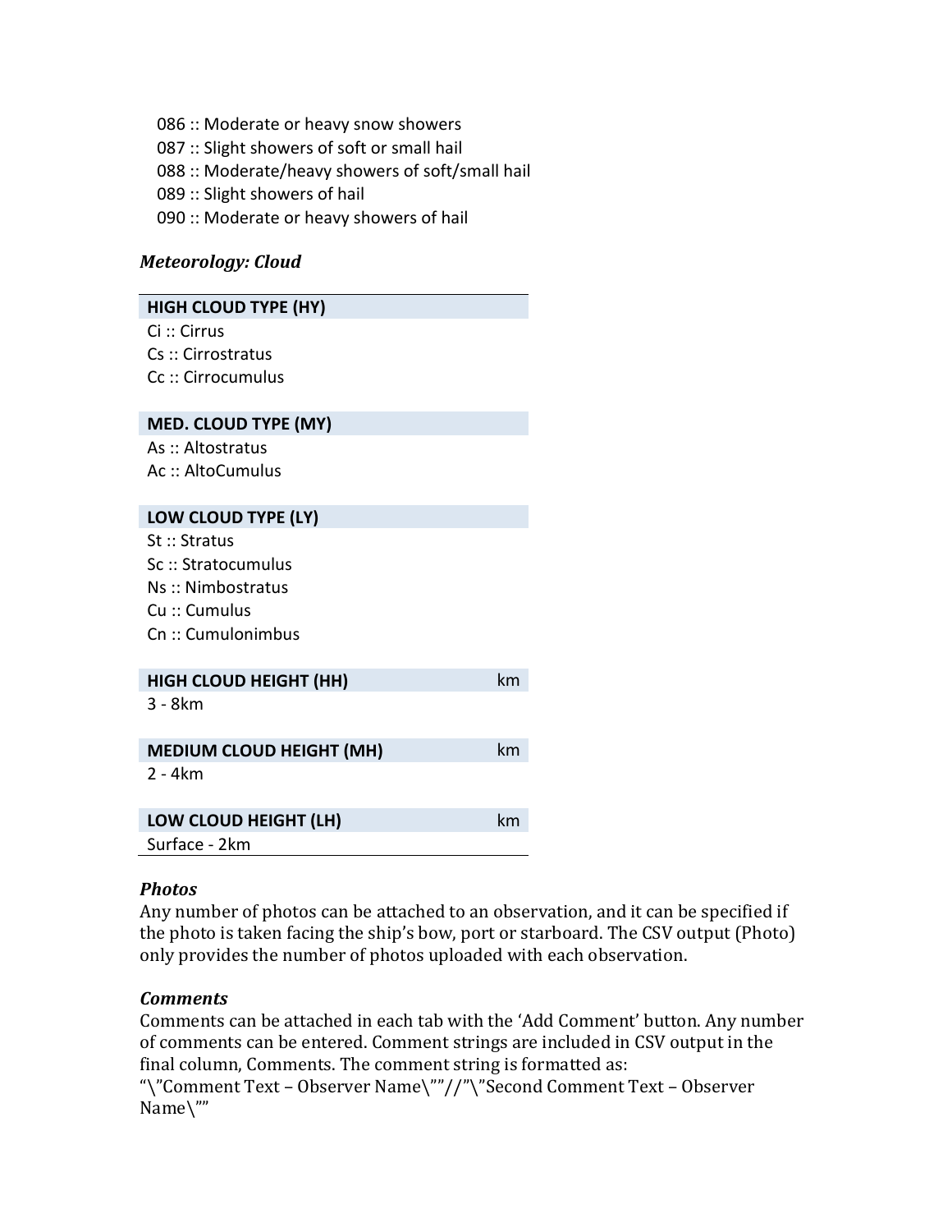086 :: Moderate or heavy snow showers
087 :: Slight showers of soft or small hail
088 :: Moderate/heavy showers of soft/small hail
089 :: Slight showers of hail
090 :: Moderate or heavy showers of hail

***Meteorology: Cloud***

| **HIGH CLOUD TYPE (HY)** | |
|---|---|
| Ci :: Cirrus | |
| Cs :: Cirrostratus | |
| Cc :: Cirrocumulus | |
| **MED. CLOUD TYPE (MY)** | |
| As :: Altostratus | |
| Ac :: AltoCumulus | |
| **LOW CLOUD TYPE (LY)** | |
| St :: Stratus | |
| Sc :: Stratocumulus | |
| Ns :: Nimbostratus | |
| Cu :: Cumulus | |
| Cn :: Cumulonimbus | |
| **HIGH CLOUD HEIGHT (HH)** | km |
| 3 - 8km | |
| **MEDIUM CLOUD HEIGHT (MH)** | km |
| 2 - 4km | |
| **LOW CLOUD HEIGHT (LH)** | km |
| Surface - 2km | |

***Photos***

Any number of photos can be attached to an observation, and it can be specified if the photo is taken facing the ship's bow, port or starboard. The CSV output (Photo) only provides the number of photos uploaded with each observation.

***Comments***

Comments can be attached in each tab with the 'Add Comment' button. Any number of comments can be entered. Comment strings are included in CSV output in the final column, Comments. The comment string is formatted as:
"\"Comment Text – Observer Name\""//"\"Second Comment Text – Observer Name\""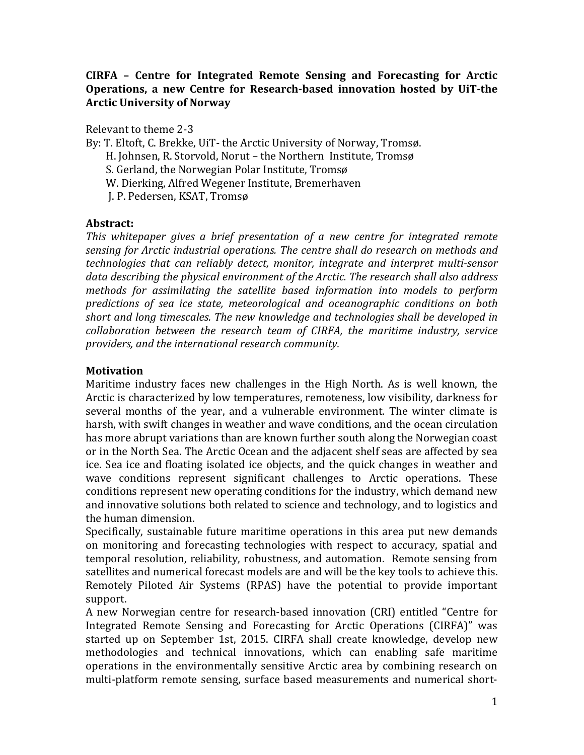**CIRFA – Centre for Integrated Remote Sensing and Forecasting for Arctic Operations, a new Centre for Research-based innovation hosted by UiT-the Arctic University of Norway**

Relevant to theme 2-3

By: T. Eltoft, C. Brekke, UiT- the Arctic University of Norway, Tromsø.
H. Johnsen, R. Storvold, Norut – the Northern Institute, Tromsø
S. Gerland, the Norwegian Polar Institute, Tromsø
W. Dierking, Alfred Wegener Institute, Bremerhaven
J. P. Pedersen, KSAT, Tromsø

**Abstract:**

*This whitepaper gives a brief presentation of a new centre for integrated remote sensing for Arctic industrial operations. The centre shall do research on methods and technologies that can reliably detect, monitor, integrate and interpret multi-sensor data describing the physical environment of the Arctic. The research shall also address methods for assimilating the satellite based information into models to perform predictions of sea ice state, meteorological and oceanographic conditions on both short and long timescales. The new knowledge and technologies shall be developed in collaboration between the research team of CIRFA, the maritime industry, service providers, and the international research community.*

**Motivation**

Maritime industry faces new challenges in the High North. As is well known, the Arctic is characterized by low temperatures, remoteness, low visibility, darkness for several months of the year, and a vulnerable environment. The winter climate is harsh, with swift changes in weather and wave conditions, and the ocean circulation has more abrupt variations than are known further south along the Norwegian coast or in the North Sea. The Arctic Ocean and the adjacent shelf seas are affected by sea ice. Sea ice and floating isolated ice objects, and the quick changes in weather and wave conditions represent significant challenges to Arctic operations. These conditions represent new operating conditions for the industry, which demand new and innovative solutions both related to science and technology, and to logistics and the human dimension.

Specifically, sustainable future maritime operations in this area put new demands on monitoring and forecasting technologies with respect to accuracy, spatial and temporal resolution, reliability, robustness, and automation. Remote sensing from satellites and numerical forecast models are and will be the key tools to achieve this. Remotely Piloted Air Systems (RPAS) have the potential to provide important support.

A new Norwegian centre for research-based innovation (CRI) entitled "Centre for Integrated Remote Sensing and Forecasting for Arctic Operations (CIRFA)" was started up on September 1st, 2015. CIRFA shall create knowledge, develop new methodologies and technical innovations, which can enabling safe maritime operations in the environmentally sensitive Arctic area by combining research on multi-platform remote sensing, surface based measurements and numerical short-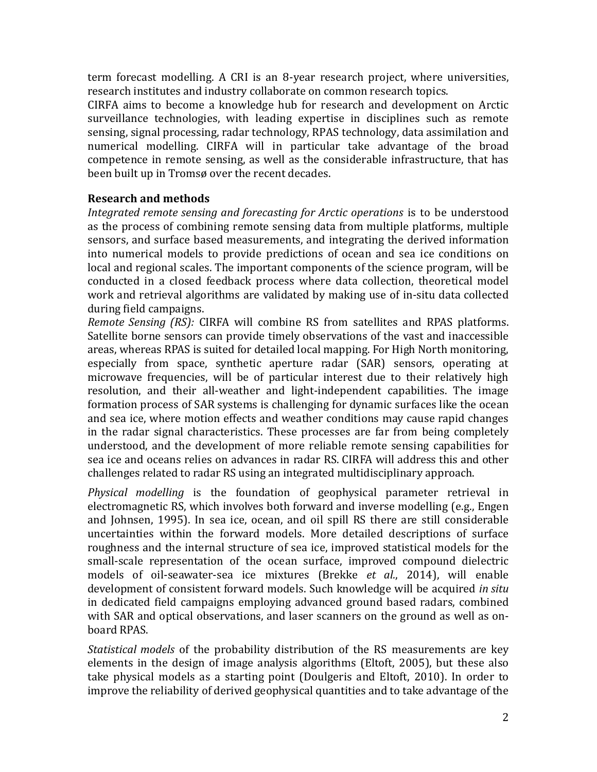term forecast modelling. A CRI is an 8-year research project, where universities, research institutes and industry collaborate on common research topics.

CIRFA aims to become a knowledge hub for research and development on Arctic surveillance technologies, with leading expertise in disciplines such as remote sensing, signal processing, radar technology, RPAS technology, data assimilation and numerical modelling. CIRFA will in particular take advantage of the broad competence in remote sensing, as well as the considerable infrastructure, that has been built up in Tromsø over the recent decades.

**Research and methods**

*Integrated remote sensing and forecasting for Arctic operations* is to be understood as the process of combining remote sensing data from multiple platforms, multiple sensors, and surface based measurements, and integrating the derived information into numerical models to provide predictions of ocean and sea ice conditions on local and regional scales. The important components of the science program, will be conducted in a closed feedback process where data collection, theoretical model work and retrieval algorithms are validated by making use of in-situ data collected during field campaigns.

*Remote Sensing (RS):* CIRFA will combine RS from satellites and RPAS platforms. Satellite borne sensors can provide timely observations of the vast and inaccessible areas, whereas RPAS is suited for detailed local mapping. For High North monitoring, especially from space, synthetic aperture radar (SAR) sensors, operating at microwave frequencies, will be of particular interest due to their relatively high resolution, and their all-weather and light-independent capabilities. The image formation process of SAR systems is challenging for dynamic surfaces like the ocean and sea ice, where motion effects and weather conditions may cause rapid changes in the radar signal characteristics. These processes are far from being completely understood, and the development of more reliable remote sensing capabilities for sea ice and oceans relies on advances in radar RS. CIRFA will address this and other challenges related to radar RS using an integrated multidisciplinary approach.

*Physical modelling* is the foundation of geophysical parameter retrieval in electromagnetic RS, which involves both forward and inverse modelling (e.g., Engen and Johnsen, 1995). In sea ice, ocean, and oil spill RS there are still considerable uncertainties within the forward models. More detailed descriptions of surface roughness and the internal structure of sea ice, improved statistical models for the small-scale representation of the ocean surface, improved compound dielectric models of oil-seawater-sea ice mixtures (Brekke *et al.*, 2014), will enable development of consistent forward models. Such knowledge will be acquired *in situ* in dedicated field campaigns employing advanced ground based radars, combined with SAR and optical observations, and laser scanners on the ground as well as on-board RPAS.

*Statistical models* of the probability distribution of the RS measurements are key elements in the design of image analysis algorithms (Eltoft, 2005), but these also take physical models as a starting point (Doulgeris and Eltoft, 2010). In order to improve the reliability of derived geophysical quantities and to take advantage of the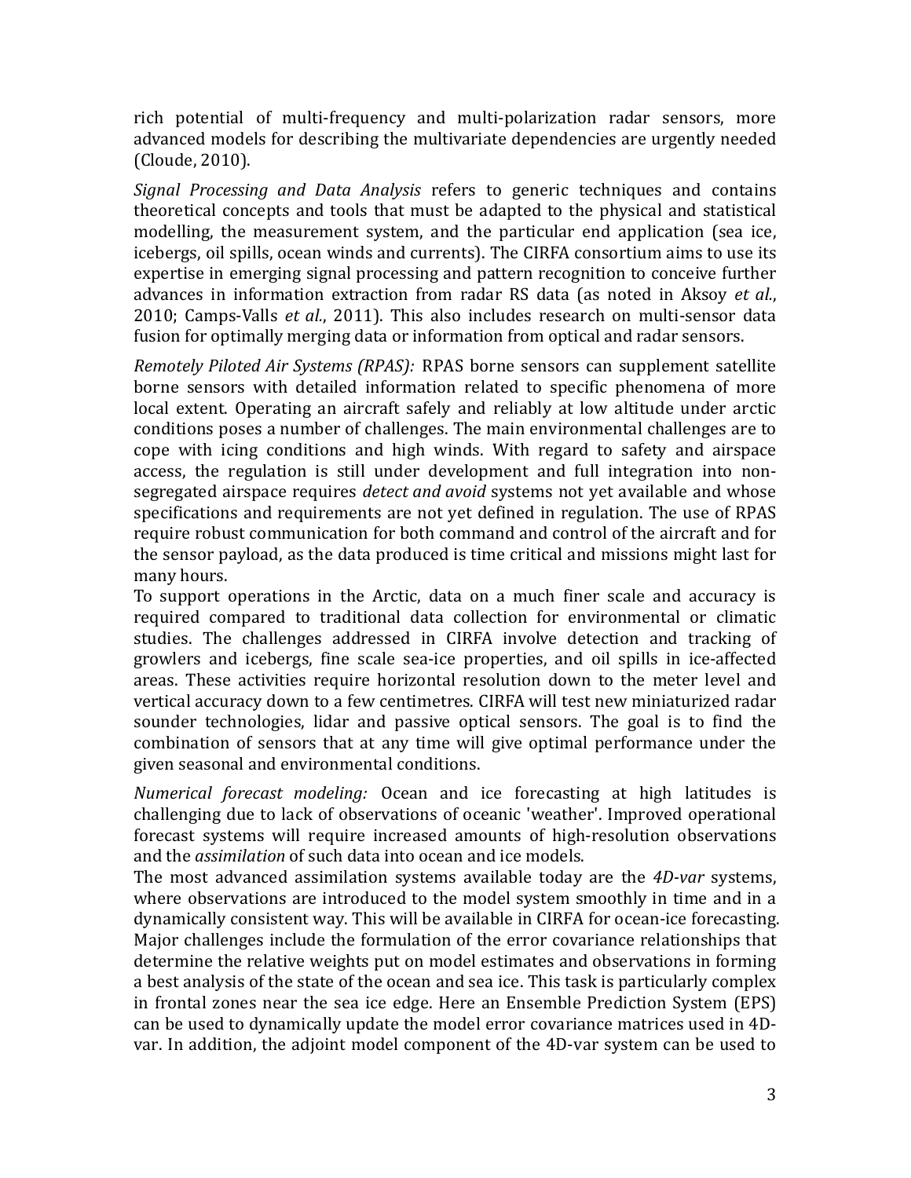rich potential of multi-frequency and multi-polarization radar sensors, more advanced models for describing the multivariate dependencies are urgently needed (Cloude, 2010).

*Signal Processing and Data Analysis* refers to generic techniques and contains theoretical concepts and tools that must be adapted to the physical and statistical modelling, the measurement system, and the particular end application (sea ice, icebergs, oil spills, ocean winds and currents). The CIRFA consortium aims to use its expertise in emerging signal processing and pattern recognition to conceive further advances in information extraction from radar RS data (as noted in Aksoy *et al.*, 2010; Camps-Valls *et al.*, 2011). This also includes research on multi-sensor data fusion for optimally merging data or information from optical and radar sensors.

*Remotely Piloted Air Systems (RPAS):* RPAS borne sensors can supplement satellite borne sensors with detailed information related to specific phenomena of more local extent. Operating an aircraft safely and reliably at low altitude under arctic conditions poses a number of challenges. The main environmental challenges are to cope with icing conditions and high winds. With regard to safety and airspace access, the regulation is still under development and full integration into non-segregated airspace requires *detect and avoid* systems not yet available and whose specifications and requirements are not yet defined in regulation. The use of RPAS require robust communication for both command and control of the aircraft and for the sensor payload, as the data produced is time critical and missions might last for many hours.

To support operations in the Arctic, data on a much finer scale and accuracy is required compared to traditional data collection for environmental or climatic studies. The challenges addressed in CIRFA involve detection and tracking of growlers and icebergs, fine scale sea-ice properties, and oil spills in ice-affected areas. These activities require horizontal resolution down to the meter level and vertical accuracy down to a few centimetres. CIRFA will test new miniaturized radar sounder technologies, lidar and passive optical sensors. The goal is to find the combination of sensors that at any time will give optimal performance under the given seasonal and environmental conditions.

*Numerical forecast modeling:* Ocean and ice forecasting at high latitudes is challenging due to lack of observations of oceanic 'weather'. Improved operational forecast systems will require increased amounts of high-resolution observations and the *assimilation* of such data into ocean and ice models.

The most advanced assimilation systems available today are the *4D-var* systems, where observations are introduced to the model system smoothly in time and in a dynamically consistent way. This will be available in CIRFA for ocean-ice forecasting. Major challenges include the formulation of the error covariance relationships that determine the relative weights put on model estimates and observations in forming a best analysis of the state of the ocean and sea ice. This task is particularly complex in frontal zones near the sea ice edge. Here an Ensemble Prediction System (EPS) can be used to dynamically update the model error covariance matrices used in 4D-var. In addition, the adjoint model component of the 4D-var system can be used to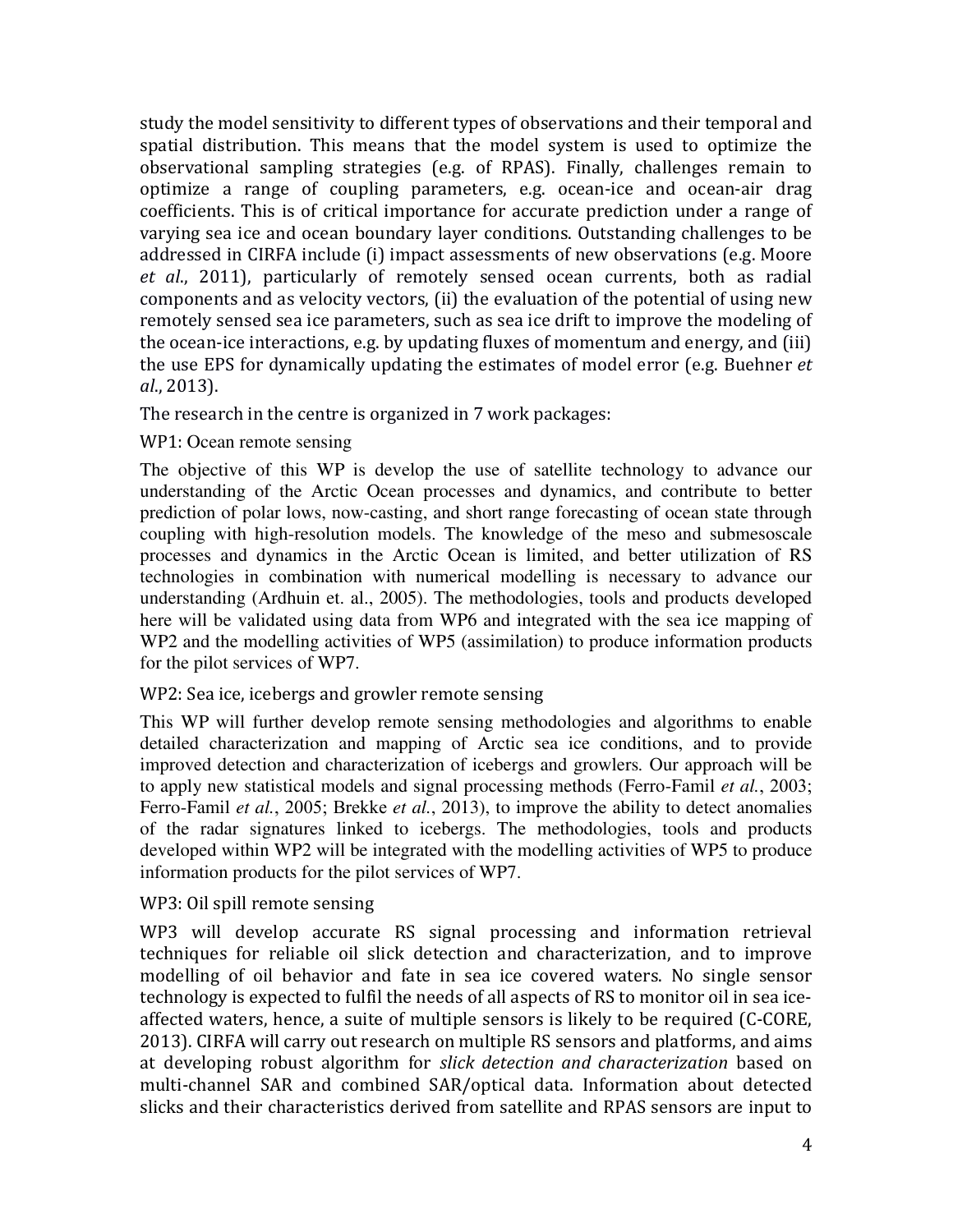study the model sensitivity to different types of observations and their temporal and spatial distribution. This means that the model system is used to optimize the observational sampling strategies (e.g. of RPAS). Finally, challenges remain to optimize a range of coupling parameters, e.g. ocean-ice and ocean-air drag coefficients. This is of critical importance for accurate prediction under a range of varying sea ice and ocean boundary layer conditions. Outstanding challenges to be addressed in CIRFA include (i) impact assessments of new observations (e.g. Moore *et al*., 2011), particularly of remotely sensed ocean currents, both as radial components and as velocity vectors, (ii) the evaluation of the potential of using new remotely sensed sea ice parameters, such as sea ice drift to improve the modeling of the ocean-ice interactions, e.g. by updating fluxes of momentum and energy, and (iii) the use EPS for dynamically updating the estimates of model error (e.g. Buehner *et al*., 2013).

The research in the centre is organized in 7 work packages:

WP1: Ocean remote sensing

The objective of this WP is develop the use of satellite technology to advance our understanding of the Arctic Ocean processes and dynamics, and contribute to better prediction of polar lows, now-casting, and short range forecasting of ocean state through coupling with high-resolution models. The knowledge of the meso and submesoscale processes and dynamics in the Arctic Ocean is limited, and better utilization of RS technologies in combination with numerical modelling is necessary to advance our understanding (Ardhuin et. al., 2005). The methodologies, tools and products developed here will be validated using data from WP6 and integrated with the sea ice mapping of WP2 and the modelling activities of WP5 (assimilation) to produce information products for the pilot services of WP7.

WP2: Sea ice, icebergs and growler remote sensing

This WP will further develop remote sensing methodologies and algorithms to enable detailed characterization and mapping of Arctic sea ice conditions, and to provide improved detection and characterization of icebergs and growlers. Our approach will be to apply new statistical models and signal processing methods (Ferro-Famil *et al.*, 2003; Ferro-Famil *et al.*, 2005; Brekke *et al.*, 2013), to improve the ability to detect anomalies of the radar signatures linked to icebergs. The methodologies, tools and products developed within WP2 will be integrated with the modelling activities of WP5 to produce information products for the pilot services of WP7.

WP3: Oil spill remote sensing

WP3 will develop accurate RS signal processing and information retrieval techniques for reliable oil slick detection and characterization, and to improve modelling of oil behavior and fate in sea ice covered waters. No single sensor technology is expected to fulfil the needs of all aspects of RS to monitor oil in sea ice-affected waters, hence, a suite of multiple sensors is likely to be required (C-CORE, 2013). CIRFA will carry out research on multiple RS sensors and platforms, and aims at developing robust algorithm for *slick detection and characterization* based on multi-channel SAR and combined SAR/optical data. Information about detected slicks and their characteristics derived from satellite and RPAS sensors are input to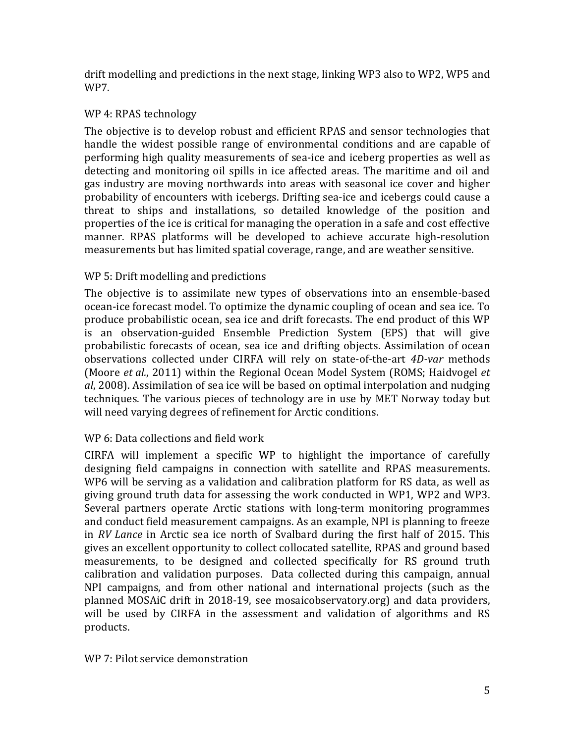drift modelling and predictions in the next stage, linking WP3 also to WP2, WP5 and WP7.

### WP 4: RPAS technology

The objective is to develop robust and efficient RPAS and sensor technologies that handle the widest possible range of environmental conditions and are capable of performing high quality measurements of sea-ice and iceberg properties as well as detecting and monitoring oil spills in ice affected areas. The maritime and oil and gas industry are moving northwards into areas with seasonal ice cover and higher probability of encounters with icebergs. Drifting sea-ice and icebergs could cause a threat to ships and installations, so detailed knowledge of the position and properties of the ice is critical for managing the operation in a safe and cost effective manner. RPAS platforms will be developed to achieve accurate high-resolution measurements but has limited spatial coverage, range, and are weather sensitive.

### WP 5: Drift modelling and predictions

The objective is to assimilate new types of observations into an ensemble-based ocean-ice forecast model. To optimize the dynamic coupling of ocean and sea ice. To produce probabilistic ocean, sea ice and drift forecasts. The end product of this WP is an observation-guided Ensemble Prediction System (EPS) that will give probabilistic forecasts of ocean, sea ice and drifting objects. Assimilation of ocean observations collected under CIRFA will rely on state-of-the-art *4D-var* methods (Moore *et al.*, 2011) within the Regional Ocean Model System (ROMS; Haidvogel *et al*, 2008). Assimilation of sea ice will be based on optimal interpolation and nudging techniques. The various pieces of technology are in use by MET Norway today but will need varying degrees of refinement for Arctic conditions.

### WP 6: Data collections and field work

CIRFA will implement a specific WP to highlight the importance of carefully designing field campaigns in connection with satellite and RPAS measurements. WP6 will be serving as a validation and calibration platform for RS data, as well as giving ground truth data for assessing the work conducted in WP1, WP2 and WP3. Several partners operate Arctic stations with long-term monitoring programmes and conduct field measurement campaigns. As an example, NPI is planning to freeze in *RV Lance* in Arctic sea ice north of Svalbard during the first half of 2015. This gives an excellent opportunity to collect collocated satellite, RPAS and ground based measurements, to be designed and collected specifically for RS ground truth calibration and validation purposes. Data collected during this campaign, annual NPI campaigns, and from other national and international projects (such as the planned MOSAiC drift in 2018-19, see mosaicobservatory.org) and data providers, will be used by CIRFA in the assessment and validation of algorithms and RS products.

### WP 7: Pilot service demonstration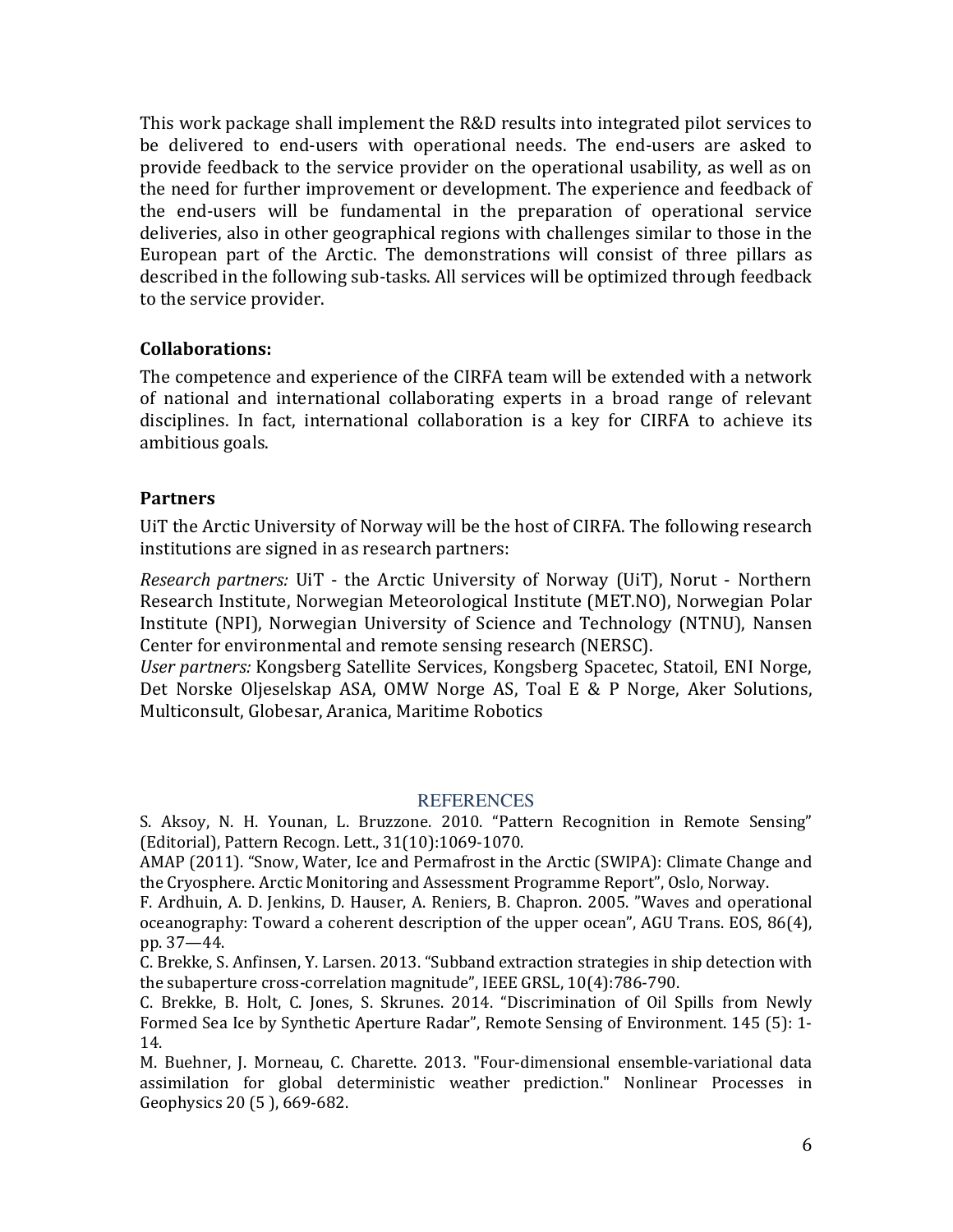This work package shall implement the R&D results into integrated pilot services to be delivered to end-users with operational needs. The end-users are asked to provide feedback to the service provider on the operational usability, as well as on the need for further improvement or development. The experience and feedback of the end-users will be fundamental in the preparation of operational service deliveries, also in other geographical regions with challenges similar to those in the European part of the Arctic. The demonstrations will consist of three pillars as described in the following sub-tasks. All services will be optimized through feedback to the service provider.

### Collaborations:

The competence and experience of the CIRFA team will be extended with a network of national and international collaborating experts in a broad range of relevant disciplines. In fact, international collaboration is a key for CIRFA to achieve its ambitious goals.

### Partners

UiT the Arctic University of Norway will be the host of CIRFA. The following research institutions are signed in as research partners:

*Research partners:* UiT - the Arctic University of Norway (UiT), Norut - Northern Research Institute, Norwegian Meteorological Institute (MET.NO), Norwegian Polar Institute (NPI), Norwegian University of Science and Technology (NTNU), Nansen Center for environmental and remote sensing research (NERSC).
*User partners:* Kongsberg Satellite Services, Kongsberg Spacetec, Statoil, ENI Norge, Det Norske Oljeselskap ASA, OMW Norge AS, Toal E & P Norge, Aker Solutions, Multiconsult, Globesar, Aranica, Maritime Robotics

## REFERENCES

S. Aksoy, N. H. Younan, L. Bruzzone. 2010. "Pattern Recognition in Remote Sensing" (Editorial), Pattern Recogn. Lett., 31(10):1069-1070.

AMAP (2011). "Snow, Water, Ice and Permafrost in the Arctic (SWIPA): Climate Change and the Cryosphere. Arctic Monitoring and Assessment Programme Report", Oslo, Norway.

F. Ardhuin, A. D. Jenkins, D. Hauser, A. Reniers, B. Chapron. 2005. "Waves and operational oceanography: Toward a coherent description of the upper ocean", AGU Trans. EOS, 86(4), pp. 37—44.

C. Brekke, S. Anfinsen, Y. Larsen. 2013. "Subband extraction strategies in ship detection with the subaperture cross-correlation magnitude", IEEE GRSL, 10(4):786-790.

C. Brekke, B. Holt, C. Jones, S. Skrunes. 2014. "Discrimination of Oil Spills from Newly Formed Sea Ice by Synthetic Aperture Radar", Remote Sensing of Environment. 145 (5): 1-14.

M. Buehner, J. Morneau, C. Charette. 2013. "Four-dimensional ensemble-variational data assimilation for global deterministic weather prediction." Nonlinear Processes in Geophysics 20 (5 ), 669-682.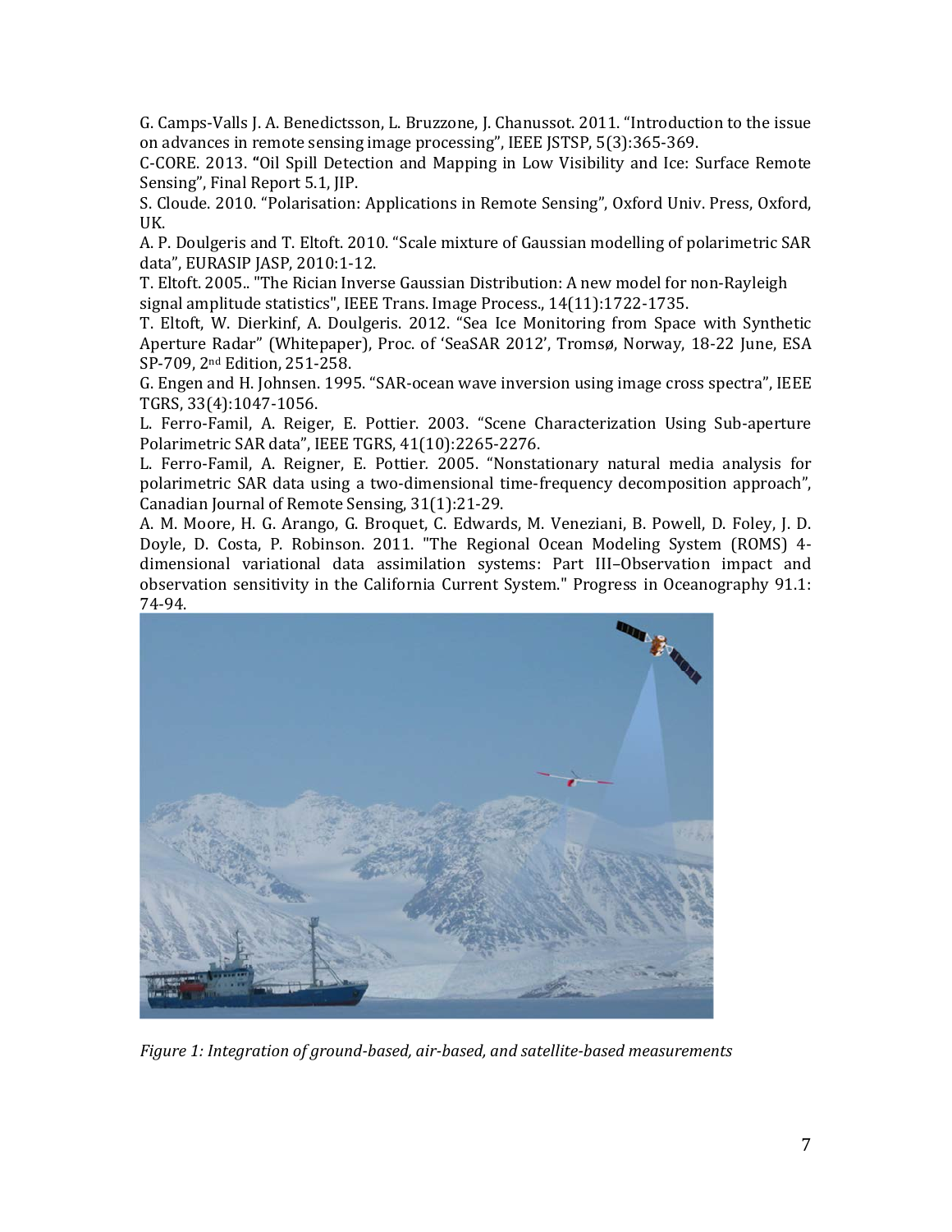G. Camps-Valls J. A. Benedictsson, L. Bruzzone, J. Chanussot. 2011. "Introduction to the issue on advances in remote sensing image processing", IEEE JSTSP, 5(3):365-369.

C-CORE. 2013. "Oil Spill Detection and Mapping in Low Visibility and Ice: Surface Remote Sensing", Final Report 5.1, JIP.

S. Cloude. 2010. "Polarisation: Applications in Remote Sensing", Oxford Univ. Press, Oxford, UK.

A. P. Doulgeris and T. Eltoft. 2010. "Scale mixture of Gaussian modelling of polarimetric SAR data", EURASIP JASP, 2010:1-12.

T. Eltoft. 2005.. "The Rician Inverse Gaussian Distribution: A new model for non-Rayleigh signal amplitude statistics", IEEE Trans. Image Process., 14(11):1722-1735.

T. Eltoft, W. Dierkinf, A. Doulgeris. 2012. "Sea Ice Monitoring from Space with Synthetic Aperture Radar" (Whitepaper), Proc. of 'SeaSAR 2012', Tromsø, Norway, 18-22 June, ESA SP-709, 2nd Edition, 251-258.

G. Engen and H. Johnsen. 1995. "SAR-ocean wave inversion using image cross spectra", IEEE TGRS, 33(4):1047-1056.

L. Ferro-Famil, A. Reiger, E. Pottier. 2003. "Scene Characterization Using Sub-aperture Polarimetric SAR data", IEEE TGRS, 41(10):2265-2276.

L. Ferro-Famil, A. Reigner, E. Pottier. 2005. "Nonstationary natural media analysis for polarimetric SAR data using a two-dimensional time-frequency decomposition approach", Canadian Journal of Remote Sensing, 31(1):21-29.

A. M. Moore, H. G. Arango, G. Broquet, C. Edwards, M. Veneziani, B. Powell, D. Foley, J. D. Doyle, D. Costa, P. Robinson. 2011. "The Regional Ocean Modeling System (ROMS) 4-dimensional variational data assimilation systems: Part III–Observation impact and observation sensitivity in the California Current System." Progress in Oceanography 91.1: 74-94.

*Figure 1: Integration of ground-based, air-based, and satellite-based measurements*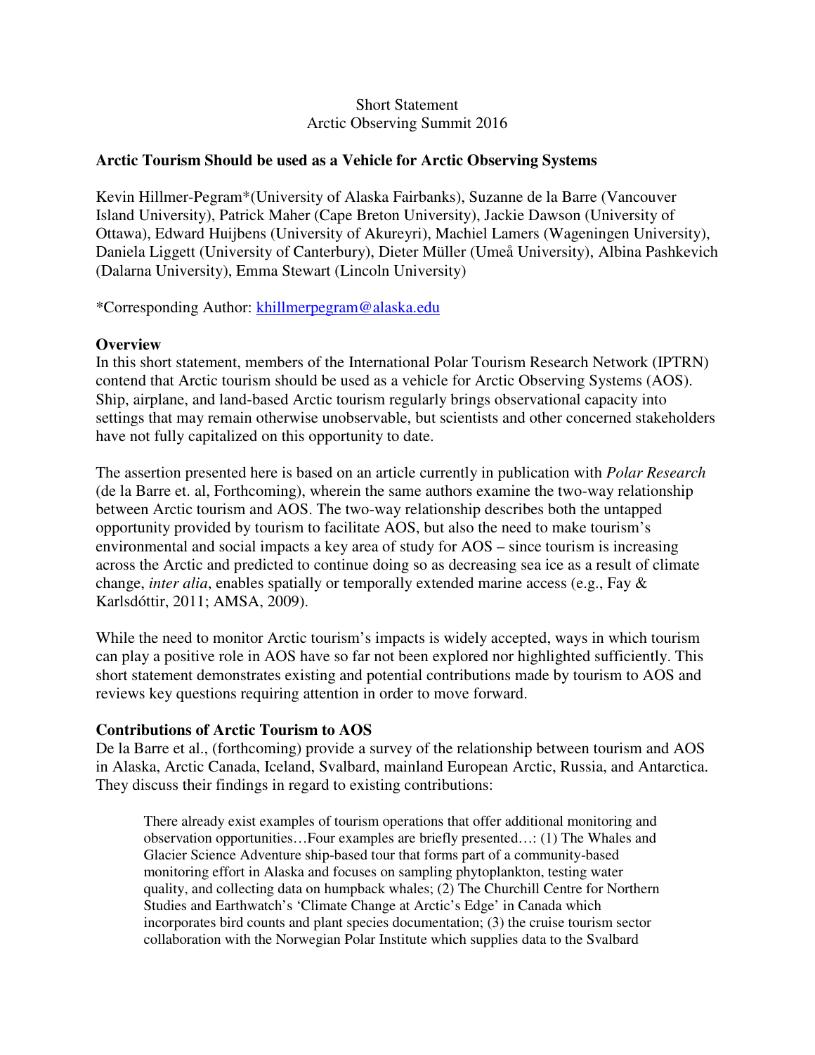Short Statement
Arctic Observing Summit 2016

## Arctic Tourism Should be used as a Vehicle for Arctic Observing Systems

Kevin Hillmer-Pegram*(University of Alaska Fairbanks), Suzanne de la Barre (Vancouver Island University), Patrick Maher (Cape Breton University), Jackie Dawson (University of Ottawa), Edward Huijbens (University of Akureyri), Machiel Lamers (Wageningen University), Daniela Liggett (University of Canterbury), Dieter Müller (Umeå University), Albina Pashkevich (Dalarna University), Emma Stewart (Lincoln University)

*Corresponding Author: khillmerpegram@alaska.edu

### Overview

In this short statement, members of the International Polar Tourism Research Network (IPTRN) contend that Arctic tourism should be used as a vehicle for Arctic Observing Systems (AOS). Ship, airplane, and land-based Arctic tourism regularly brings observational capacity into settings that may remain otherwise unobservable, but scientists and other concerned stakeholders have not fully capitalized on this opportunity to date.

The assertion presented here is based on an article currently in publication with *Polar Research* (de la Barre et. al, Forthcoming), wherein the same authors examine the two-way relationship between Arctic tourism and AOS. The two-way relationship describes both the untapped opportunity provided by tourism to facilitate AOS, but also the need to make tourism's environmental and social impacts a key area of study for AOS – since tourism is increasing across the Arctic and predicted to continue doing so as decreasing sea ice as a result of climate change, *inter alia*, enables spatially or temporally extended marine access (e.g., Fay & Karlsdóttir, 2011; AMSA, 2009).

While the need to monitor Arctic tourism's impacts is widely accepted, ways in which tourism can play a positive role in AOS have so far not been explored nor highlighted sufficiently. This short statement demonstrates existing and potential contributions made by tourism to AOS and reviews key questions requiring attention in order to move forward.

### Contributions of Arctic Tourism to AOS

De la Barre et al., (forthcoming) provide a survey of the relationship between tourism and AOS in Alaska, Arctic Canada, Iceland, Svalbard, mainland European Arctic, Russia, and Antarctica. They discuss their findings in regard to existing contributions:

> There already exist examples of tourism operations that offer additional monitoring and observation opportunities…Four examples are briefly presented…: (1) The Whales and Glacier Science Adventure ship-based tour that forms part of a community-based monitoring effort in Alaska and focuses on sampling phytoplankton, testing water quality, and collecting data on humpback whales; (2) The Churchill Centre for Northern Studies and Earthwatch's 'Climate Change at Arctic's Edge' in Canada which incorporates bird counts and plant species documentation; (3) the cruise tourism sector collaboration with the Norwegian Polar Institute which supplies data to the Svalbard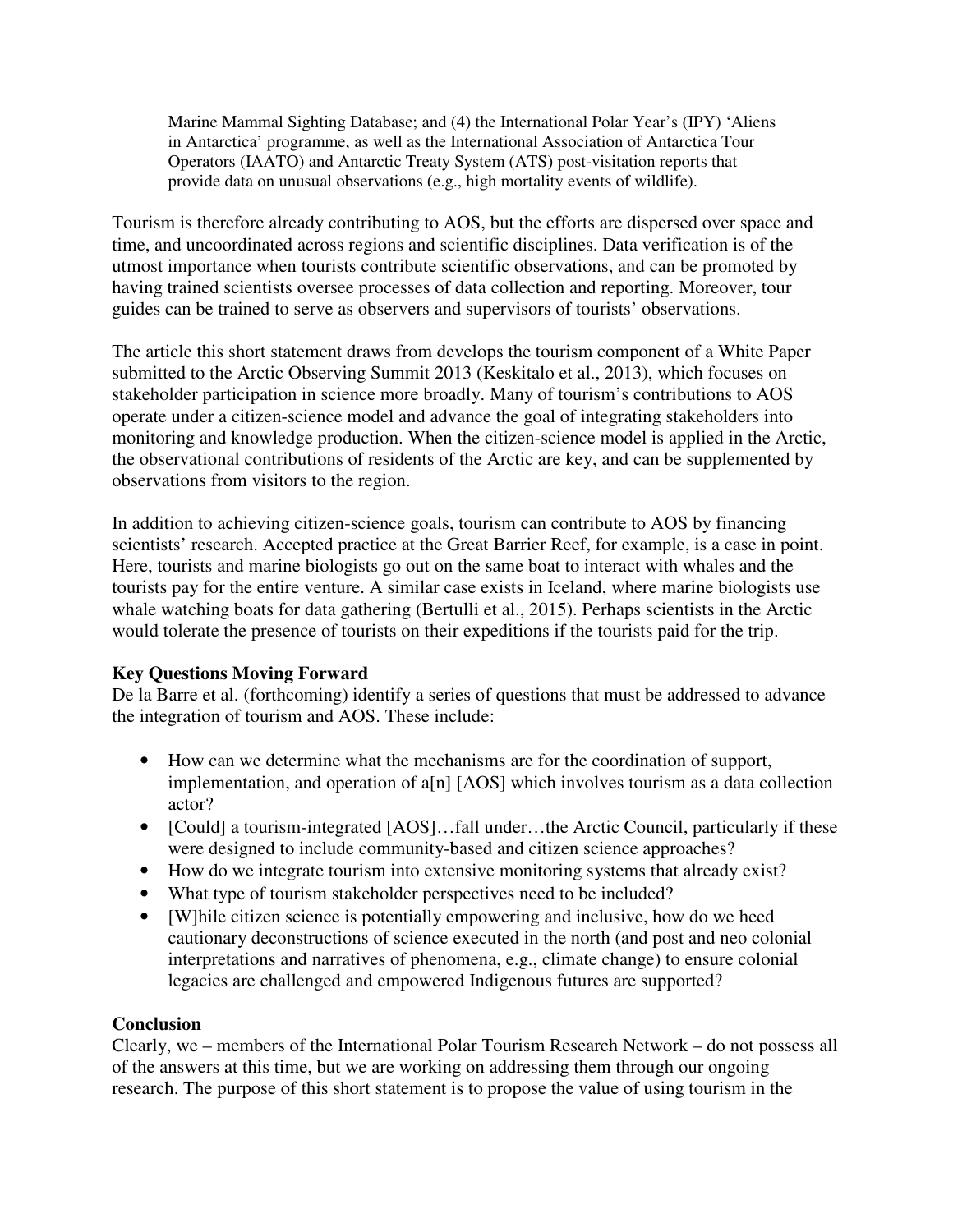Marine Mammal Sighting Database; and (4) the International Polar Year's (IPY) 'Aliens in Antarctica' programme, as well as the International Association of Antarctica Tour Operators (IAATO) and Antarctic Treaty System (ATS) post-visitation reports that provide data on unusual observations (e.g., high mortality events of wildlife).

Tourism is therefore already contributing to AOS, but the efforts are dispersed over space and time, and uncoordinated across regions and scientific disciplines. Data verification is of the utmost importance when tourists contribute scientific observations, and can be promoted by having trained scientists oversee processes of data collection and reporting. Moreover, tour guides can be trained to serve as observers and supervisors of tourists' observations.

The article this short statement draws from develops the tourism component of a White Paper submitted to the Arctic Observing Summit 2013 (Keskitalo et al., 2013), which focuses on stakeholder participation in science more broadly. Many of tourism's contributions to AOS operate under a citizen-science model and advance the goal of integrating stakeholders into monitoring and knowledge production. When the citizen-science model is applied in the Arctic, the observational contributions of residents of the Arctic are key, and can be supplemented by observations from visitors to the region.

In addition to achieving citizen-science goals, tourism can contribute to AOS by financing scientists' research. Accepted practice at the Great Barrier Reef, for example, is a case in point. Here, tourists and marine biologists go out on the same boat to interact with whales and the tourists pay for the entire venture. A similar case exists in Iceland, where marine biologists use whale watching boats for data gathering (Bertulli et al., 2015). Perhaps scientists in the Arctic would tolerate the presence of tourists on their expeditions if the tourists paid for the trip.

**Key Questions Moving Forward**

De la Barre et al. (forthcoming) identify a series of questions that must be addressed to advance the integration of tourism and AOS. These include:

- How can we determine what the mechanisms are for the coordination of support, implementation, and operation of a[n] [AOS] which involves tourism as a data collection actor?
- [Could] a tourism-integrated [AOS]…fall under…the Arctic Council, particularly if these were designed to include community-based and citizen science approaches?
- How do we integrate tourism into extensive monitoring systems that already exist?
- What type of tourism stakeholder perspectives need to be included?
- [W]hile citizen science is potentially empowering and inclusive, how do we heed cautionary deconstructions of science executed in the north (and post and neo colonial interpretations and narratives of phenomena, e.g., climate change) to ensure colonial legacies are challenged and empowered Indigenous futures are supported?

**Conclusion**

Clearly, we – members of the International Polar Tourism Research Network – do not possess all of the answers at this time, but we are working on addressing them through our ongoing research. The purpose of this short statement is to propose the value of using tourism in the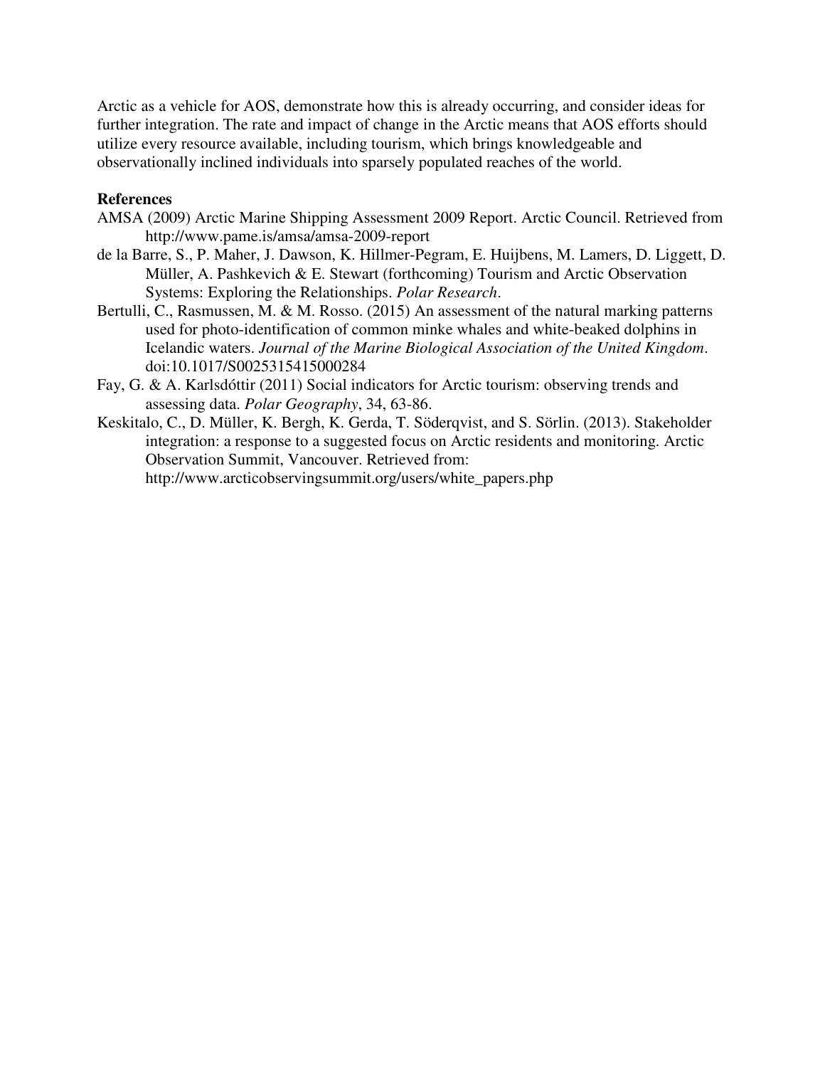Arctic as a vehicle for AOS, demonstrate how this is already occurring, and consider ideas for further integration. The rate and impact of change in the Arctic means that AOS efforts should utilize every resource available, including tourism, which brings knowledgeable and observationally inclined individuals into sparsely populated reaches of the world.

**References**

AMSA (2009) Arctic Marine Shipping Assessment 2009 Report. Arctic Council. Retrieved from http://www.pame.is/amsa/amsa-2009-report

de la Barre, S., P. Maher, J. Dawson, K. Hillmer-Pegram, E. Huijbens, M. Lamers, D. Liggett, D. Müller, A. Pashkevich & E. Stewart (forthcoming) Tourism and Arctic Observation Systems: Exploring the Relationships. *Polar Research*.

Bertulli, C., Rasmussen, M. & M. Rosso. (2015) An assessment of the natural marking patterns used for photo-identification of common minke whales and white-beaked dolphins in Icelandic waters. *Journal of the Marine Biological Association of the United Kingdom*. doi:10.1017/S0025315415000284

Fay, G. & A. Karlsdóttir (2011) Social indicators for Arctic tourism: observing trends and assessing data. *Polar Geography*, 34, 63-86.

Keskitalo, C., D. Müller, K. Bergh, K. Gerda, T. Söderqvist, and S. Sörlin. (2013). Stakeholder integration: a response to a suggested focus on Arctic residents and monitoring. Arctic Observation Summit, Vancouver. Retrieved from: http://www.arcticobservingsummit.org/users/white_papers.php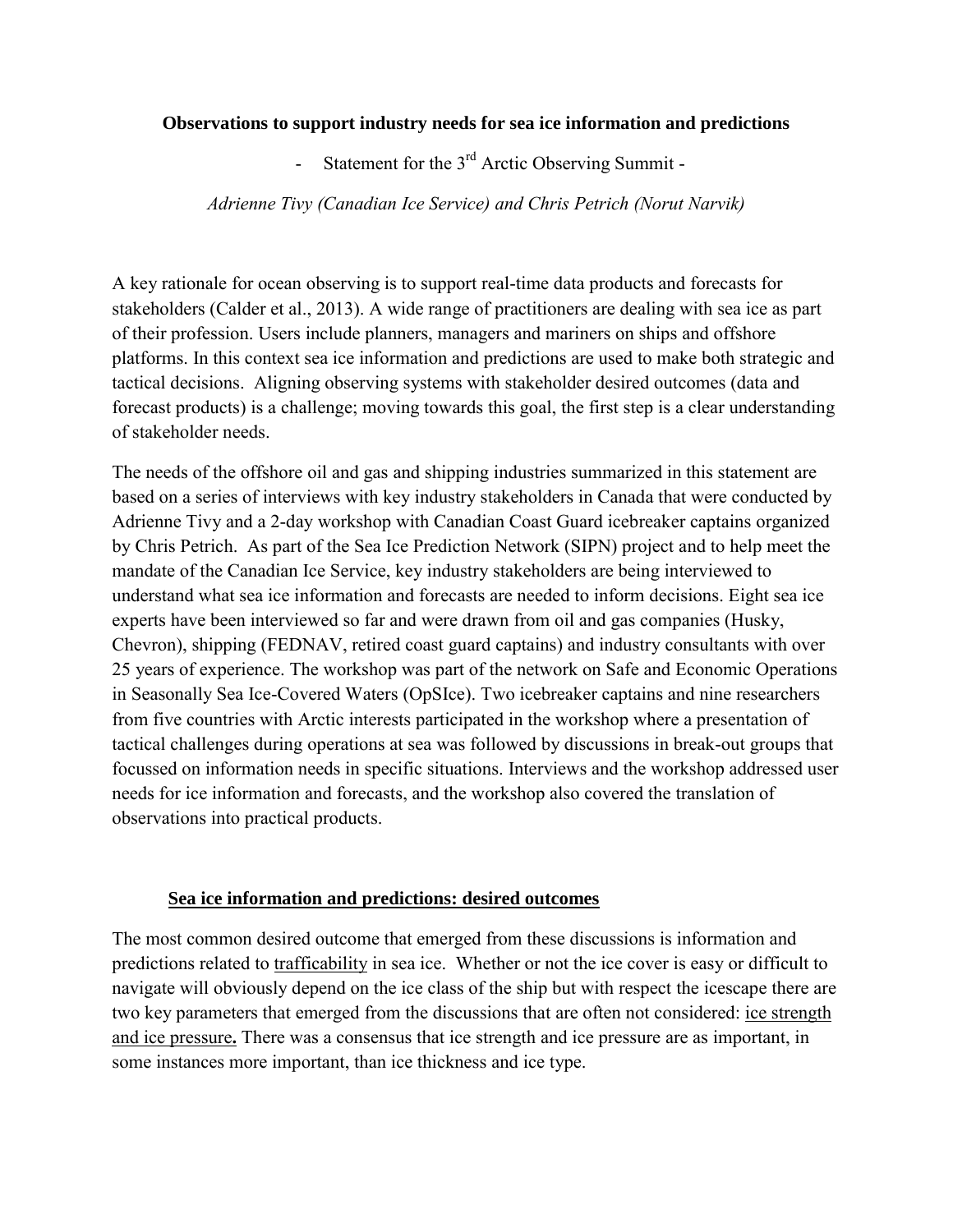**Observations to support industry needs for sea ice information and predictions**

- Statement for the 3rd Arctic Observing Summit -

*Adrienne Tivy (Canadian Ice Service) and Chris Petrich (Norut Narvik)*

A key rationale for ocean observing is to support real-time data products and forecasts for stakeholders (Calder et al., 2013). A wide range of practitioners are dealing with sea ice as part of their profession. Users include planners, managers and mariners on ships and offshore platforms. In this context sea ice information and predictions are used to make both strategic and tactical decisions. Aligning observing systems with stakeholder desired outcomes (data and forecast products) is a challenge; moving towards this goal, the first step is a clear understanding of stakeholder needs.

The needs of the offshore oil and gas and shipping industries summarized in this statement are based on a series of interviews with key industry stakeholders in Canada that were conducted by Adrienne Tivy and a 2-day workshop with Canadian Coast Guard icebreaker captains organized by Chris Petrich. As part of the Sea Ice Prediction Network (SIPN) project and to help meet the mandate of the Canadian Ice Service, key industry stakeholders are being interviewed to understand what sea ice information and forecasts are needed to inform decisions. Eight sea ice experts have been interviewed so far and were drawn from oil and gas companies (Husky, Chevron), shipping (FEDNAV, retired coast guard captains) and industry consultants with over 25 years of experience. The workshop was part of the network on Safe and Economic Operations in Seasonally Sea Ice-Covered Waters (OpSIce). Two icebreaker captains and nine researchers from five countries with Arctic interests participated in the workshop where a presentation of tactical challenges during operations at sea was followed by discussions in break-out groups that focussed on information needs in specific situations. Interviews and the workshop addressed user needs for ice information and forecasts, and the workshop also covered the translation of observations into practical products.

## Sea ice information and predictions: desired outcomes

The most common desired outcome that emerged from these discussions is information and predictions related to trafficability in sea ice. Whether or not the ice cover is easy or difficult to navigate will obviously depend on the ice class of the ship but with respect the icescape there are two key parameters that emerged from the discussions that are often not considered: ice strength and ice pressure**.** There was a consensus that ice strength and ice pressure are as important, in some instances more important, than ice thickness and ice type.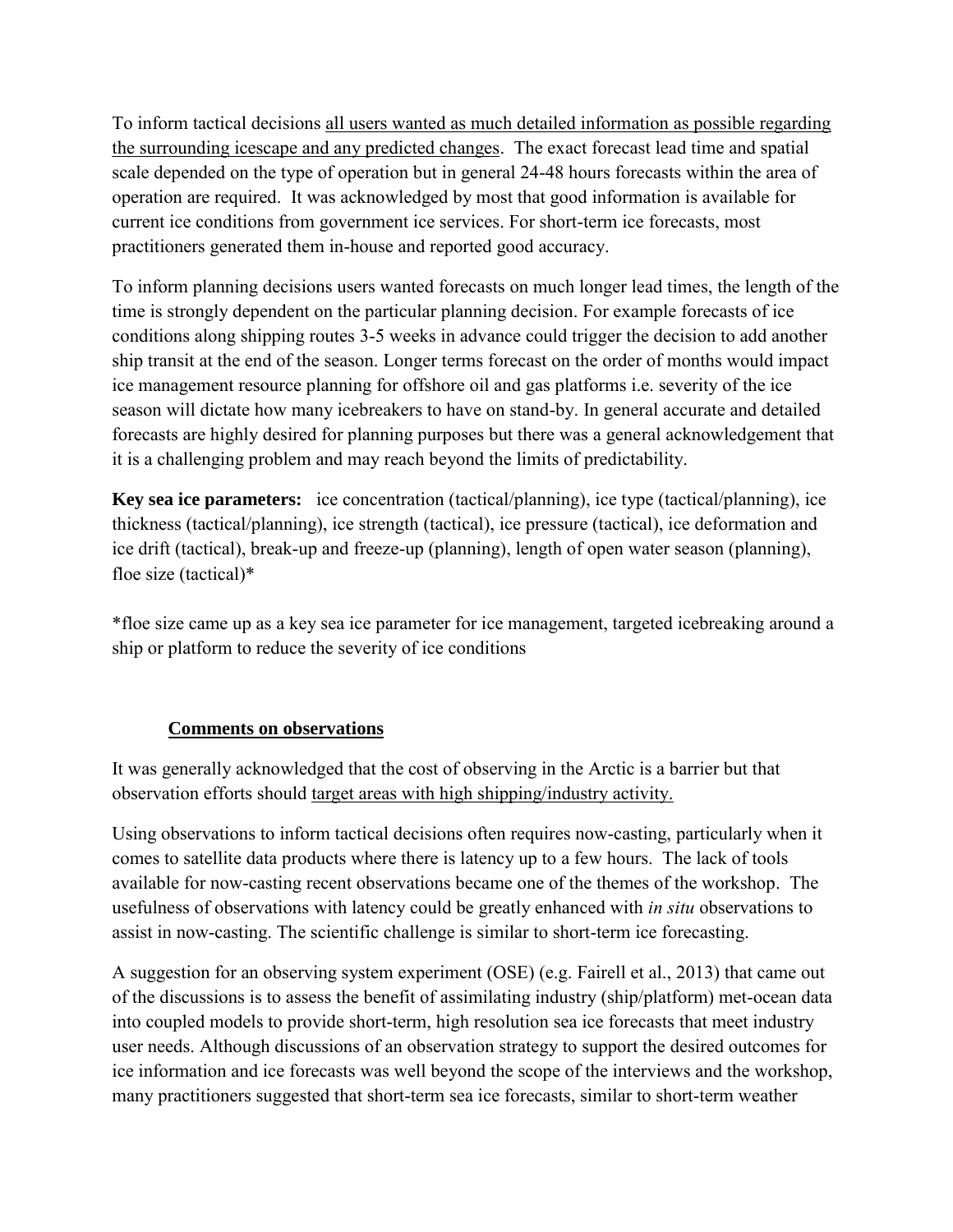To inform tactical decisions all users wanted as much detailed information as possible regarding the surrounding icescape and any predicted changes. The exact forecast lead time and spatial scale depended on the type of operation but in general 24-48 hours forecasts within the area of operation are required. It was acknowledged by most that good information is available for current ice conditions from government ice services. For short-term ice forecasts, most practitioners generated them in-house and reported good accuracy.

To inform planning decisions users wanted forecasts on much longer lead times, the length of the time is strongly dependent on the particular planning decision. For example forecasts of ice conditions along shipping routes 3-5 weeks in advance could trigger the decision to add another ship transit at the end of the season. Longer terms forecast on the order of months would impact ice management resource planning for offshore oil and gas platforms i.e. severity of the ice season will dictate how many icebreakers to have on stand-by. In general accurate and detailed forecasts are highly desired for planning purposes but there was a general acknowledgement that it is a challenging problem and may reach beyond the limits of predictability.

**Key sea ice parameters:** ice concentration (tactical/planning), ice type (tactical/planning), ice thickness (tactical/planning), ice strength (tactical), ice pressure (tactical), ice deformation and ice drift (tactical), break-up and freeze-up (planning), length of open water season (planning), floe size (tactical)*

*floe size came up as a key sea ice parameter for ice management, targeted icebreaking around a ship or platform to reduce the severity of ice conditions

### Comments on observations

It was generally acknowledged that the cost of observing in the Arctic is a barrier but that observation efforts should target areas with high shipping/industry activity.

Using observations to inform tactical decisions often requires now-casting, particularly when it comes to satellite data products where there is latency up to a few hours. The lack of tools available for now-casting recent observations became one of the themes of the workshop. The usefulness of observations with latency could be greatly enhanced with *in situ* observations to assist in now-casting. The scientific challenge is similar to short-term ice forecasting.

A suggestion for an observing system experiment (OSE) (e.g. Fairell et al., 2013) that came out of the discussions is to assess the benefit of assimilating industry (ship/platform) met-ocean data into coupled models to provide short-term, high resolution sea ice forecasts that meet industry user needs. Although discussions of an observation strategy to support the desired outcomes for ice information and ice forecasts was well beyond the scope of the interviews and the workshop, many practitioners suggested that short-term sea ice forecasts, similar to short-term weather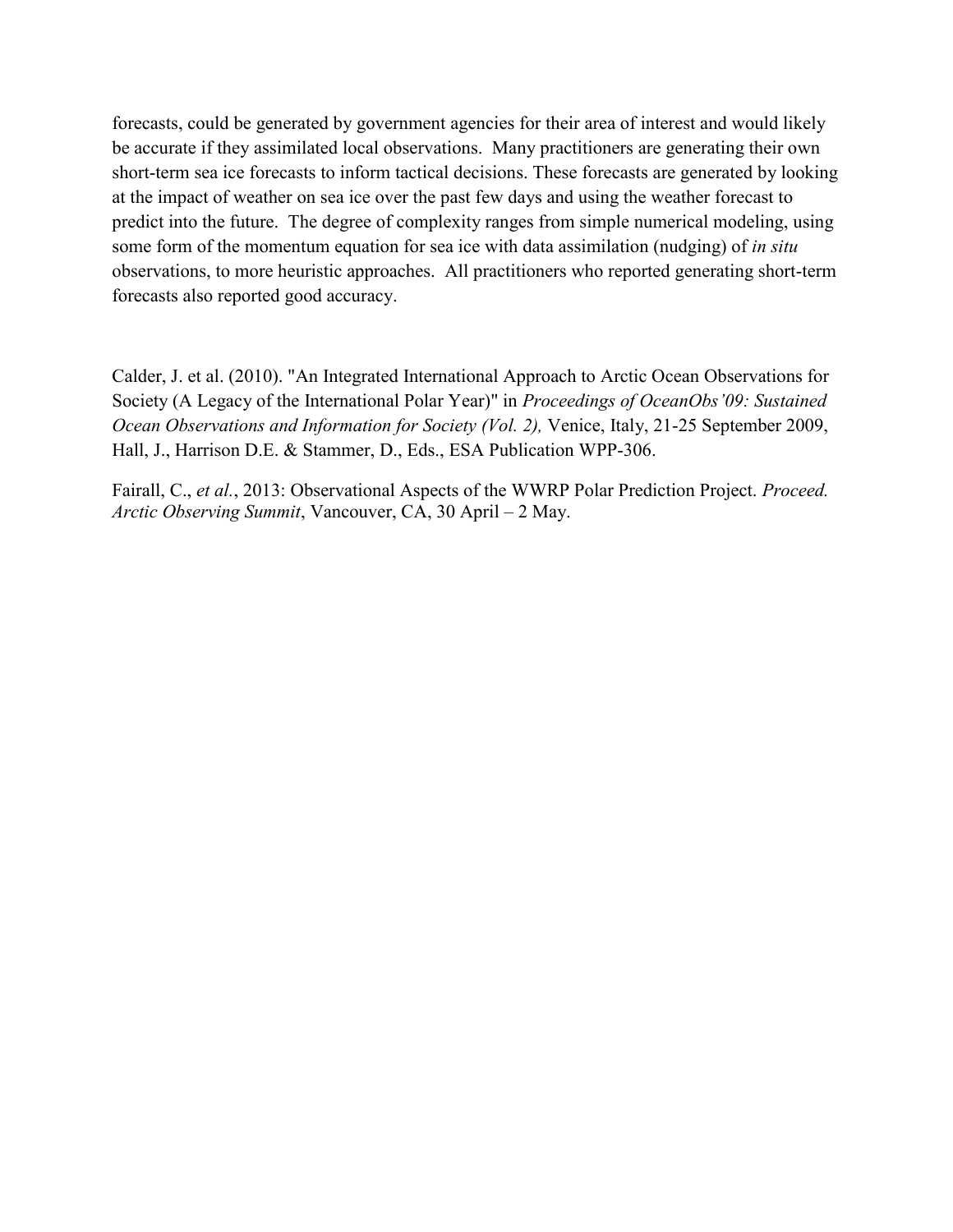forecasts, could be generated by government agencies for their area of interest and would likely be accurate if they assimilated local observations. Many practitioners are generating their own short-term sea ice forecasts to inform tactical decisions. These forecasts are generated by looking at the impact of weather on sea ice over the past few days and using the weather forecast to predict into the future. The degree of complexity ranges from simple numerical modeling, using some form of the momentum equation for sea ice with data assimilation (nudging) of *in situ* observations, to more heuristic approaches. All practitioners who reported generating short-term forecasts also reported good accuracy.

Calder, J. et al. (2010). "An Integrated International Approach to Arctic Ocean Observations for Society (A Legacy of the International Polar Year)" in *Proceedings of OceanObs'09: Sustained Ocean Observations and Information for Society (Vol. 2),* Venice, Italy, 21-25 September 2009, Hall, J., Harrison D.E. & Stammer, D., Eds., ESA Publication WPP-306.

Fairall, C., *et al.*, 2013: Observational Aspects of the WWRP Polar Prediction Project. *Proceed. Arctic Observing Summit*, Vancouver, CA, 30 April – 2 May.